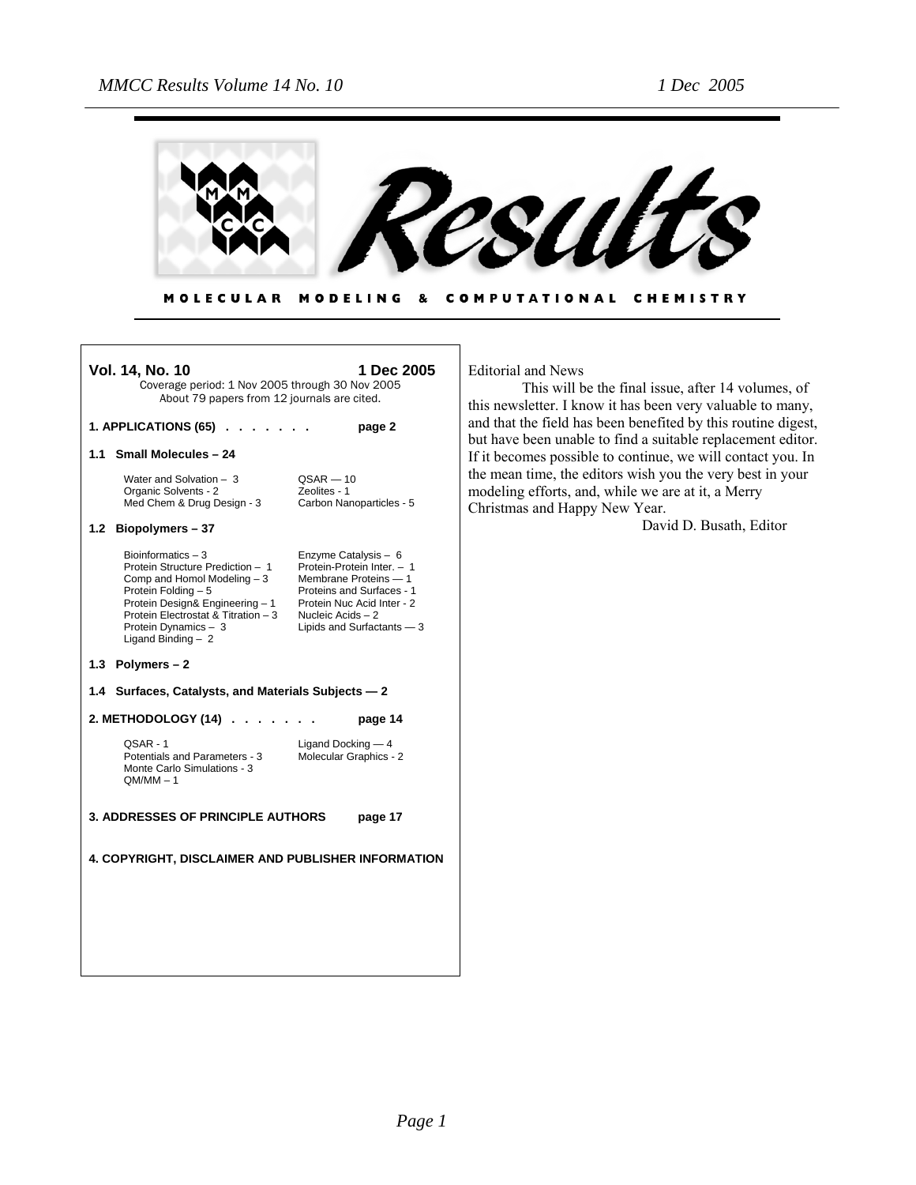# Results

**MOLECULAR MODELING & COMPUTATIONAL CHEMISTRY**

**Vol. 14, No. 10** — **1 Dec 2005**

Coverage period: 1 Nov 2005 through 30 Nov 2005
About 79 papers from 12 journals are cited.

**1. APPLICATIONS (65) . . . . . . . page 2**

**1.1 Small Molecules – 24**

- Water and Solvation – 3
- Organic Solvents - 2
- Med Chem & Drug Design - 3
- QSAR — 10
- Zeolites - 1
- Carbon Nanoparticles - 5

**1.2 Biopolymers – 37**

- Bioinformatics – 3
- Protein Structure Prediction – 1
- Comp and Homol Modeling – 3
- Protein Folding – 5
- Protein Design& Engineering – 1
- Protein Electrostat & Titration – 3
- Protein Dynamics – 3
- Ligand Binding – 2
- Enzyme Catalysis – 6
- Protein-Protein Inter. – 1
- Membrane Proteins — 1
- Proteins and Surfaces - 1
- Protein Nuc Acid Inter - 2
- Nucleic Acids – 2
- Lipids and Surfactants — 3

**1.3 Polymers – 2**

**1.4 Surfaces, Catalysts, and Materials Subjects — 2**

**2. METHODOLOGY (14) . . . . . . . page 14**

- QSAR - 1
- Potentials and Parameters - 3
- Monte Carlo Simulations - 3
- QM/MM – 1
- Ligand Docking — 4
- Molecular Graphics - 2

**3. ADDRESSES OF PRINCIPLE AUTHORS page 17**

**4. COPYRIGHT, DISCLAIMER AND PUBLISHER INFORMATION**

Editorial and News

This will be the final issue, after 14 volumes, of this newsletter. I know it has been very valuable to many, and that the field has been benefited by this routine digest, but have been unable to find a suitable replacement editor. If it becomes possible to continue, we will contact you. In the mean time, the editors wish you the very best in your modeling efforts, and, while we are at it, a Merry Christmas and Happy New Year.

David D. Busath, Editor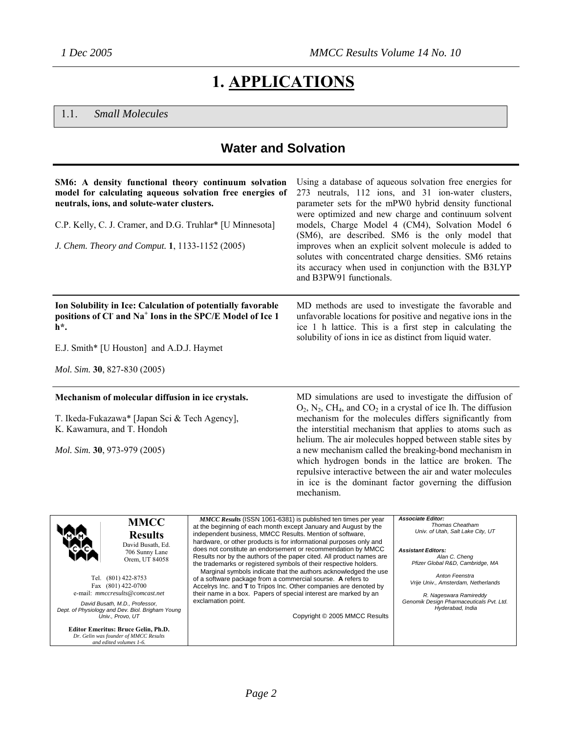# 1. APPLICATIONS

## 1.1. Small Molecules

### Water and Solvation

**SM6: A density functional theory continuum solvation model for calculating aqueous solvation free energies of neutrals, ions, and solute-water clusters.**

C.P. Kelly, C. J. Cramer, and D.G. Truhlar* [U Minnesota]

*J. Chem. Theory and Comput.* **1**, 1133-1152 (2005)

Using a database of aqueous solvation free energies for 273 neutrals, 112 ions, and 31 ion-water clusters, parameter sets for the mPW0 hybrid density functional were optimized and new charge and continuum solvent models, Charge Model 4 (CM4), Solvation Model 6 (SM6), are described. SM6 is the only model that improves when an explicit solvent molecule is added to solutes with concentrated charge densities. SM6 retains its accuracy when used in conjunction with the B3LYP and B3PW91 functionals.

---

**Ion Solubility in Ice: Calculation of potentially favorable positions of $Cl^-$ and $Na^+$ Ions in the SPC/E Model of Ice 1 h*.**

E.J. Smith* [U Houston] and A.D.J. Haymet

*Mol. Sim.* **30**, 827-830 (2005)

MD methods are used to investigate the favorable and unfavorable locations for positive and negative ions in the ice 1 h lattice. This is a first step in calculating the solubility of ions in ice as distinct from liquid water.

---

**Mechanism of molecular diffusion in ice crystals.**

T. Ikeda-Fukazawa* [Japan Sci & Tech Agency], K. Kawamura, and T. Hondoh

*Mol. Sim.* **30**, 973-979 (2005)

MD simulations are used to investigate the diffusion of $O_2$, $N_2$, $CH_4$, and $CO_2$ in a crystal of ice Ih. The diffusion mechanism for the molecules differs significantly from the interstitial mechanism that applies to atoms such as helium. The air molecules hopped between stable sites by a new mechanism called the breaking-bond mechanism in which hydrogen bonds in the lattice are broken. The repulsive interactive between the air and water molecules in ice is the dominant factor governing the diffusion mechanism.

---

**MMCC Results**
David Busath, Ed.
706 Sunny Lane
Orem, UT 84058

Tel. (801) 422-8753
Fax (801) 422-0700
e-mail: *mmccresults@comcast.net*

*David Busath, M.D., Professor, Dept. of Physiology and Dev. Biol. Brigham Young Univ., Provo, UT*

**Editor Emeritus: Bruce Gelin, Ph.D.**
*Dr. Gelin was founder of MMCC Results and edited volumes 1-6.*

*MMCC Results* (ISSN 1061-6381) is published ten times per year at the beginning of each month except January and August by the independent business, MMCC Results. Mention of software, hardware, or other products is for informational purposes only and does not constitute an endorsement or recommendation by MMCC Results nor by the authors of the paper cited. All product names are the trademarks or registered symbols of their respective holders.

Marginal symbols indicate that the authors acknowledged the use of a software package from a commercial sourse. **A** refers to Accelrys Inc. and **T** to Tripos Inc. Other companies are denoted by their name in a box. Papers of special interest are marked by an exclamation point.

Copyright © 2005 MMCC Results

***Associate Editor:***
*Thomas Cheatham*
*Univ. of Utah, Salt Lake City, UT*

***Assistant Editors:***
*Alan C. Cheng*
*Pfizer Global R&D, Cambridge, MA*

*Anton Feenstra*
*Vrije Univ., Amsterdam, Netherlands*

*R. Nageswara Ramireddy*
*Genomik Design Pharmaceuticals Pvt. Ltd. Hyderabad, India*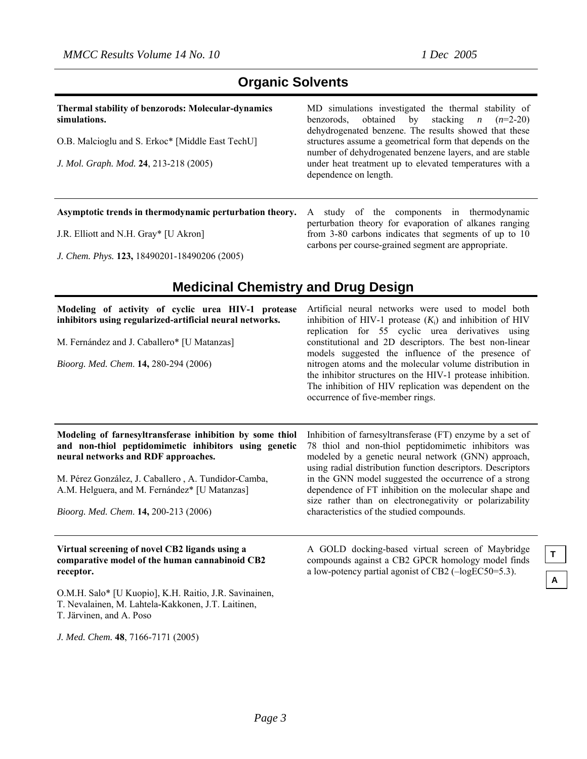## Organic Solvents

**Thermal stability of benzorods: Molecular-dynamics simulations.**

O.B. Malcioglu and S. Erkoc* [Middle East TechU]

*J. Mol. Graph. Mod.* **24**, 213-218 (2005)

MD simulations investigated the thermal stability of benzorods, obtained by stacking *n* (*n*=2-20) dehydrogenated benzene. The results showed that these structures assume a geometrical form that depends on the number of dehydrogenated benzene layers, and are stable under heat treatment up to elevated temperatures with a dependence on length.

---

**Asymptotic trends in thermodynamic perturbation theory.**

J.R. Elliott and N.H. Gray* [U Akron]

*J. Chem. Phys.* **123,** 18490201-18490206 (2005)

A study of the components in thermodynamic perturbation theory for evaporation of alkanes ranging from 3-80 carbons indicates that segments of up to 10 carbons per course-grained segment are appropriate.

## Medicinal Chemistry and Drug Design

**Modeling of activity of cyclic urea HIV-1 protease inhibitors using regularized-artificial neural networks.**

M. Fernández and J. Caballero* [U Matanzas]

*Bioorg. Med. Chem.* **14,** 280-294 (2006)

Artificial neural networks were used to model both inhibition of HIV-1 protease ($K_i$) and inhibition of HIV replication for 55 cyclic urea derivatives using constitutional and 2D descriptors. The best non-linear models suggested the influence of the presence of nitrogen atoms and the molecular volume distribution in the inhibitor structures on the HIV-1 protease inhibition. The inhibition of HIV replication was dependent on the occurrence of five-member rings.

---

**Modeling of farnesyltransferase inhibition by some thiol and non-thiol peptidomimetic inhibitors using genetic neural networks and RDF approaches.**

M. Pérez González, J. Caballero , A. Tundidor-Camba, A.M. Helguera, and M. Fernández* [U Matanzas]

*Bioorg. Med. Chem.* **14,** 200-213 (2006)

Inhibition of farnesyltransferase (FT) enzyme by a set of 78 thiol and non-thiol peptidomimetic inhibitors was modeled by a genetic neural network (GNN) approach, using radial distribution function descriptors. Descriptors in the GNN model suggested the occurrence of a strong dependence of FT inhibition on the molecular shape and size rather than on electronegativity or polarizability characteristics of the studied compounds.

---

**Virtual screening of novel CB2 ligands using a comparative model of the human cannabinoid CB2 receptor.**

O.M.H. Salo* [U Kuopio], K.H. Raitio, J.R. Savinainen, T. Nevalainen, M. Lahtela-Kakkonen, J.T. Laitinen, T. Järvinen, and A. Poso

*J. Med. Chem.* **48**, 7166-7171 (2005)

A GOLD docking-based virtual screen of Maybridge compounds against a CB2 GPCR homology model finds a low-potency partial agonist of CB2 (–logEC50=5.3).

T

A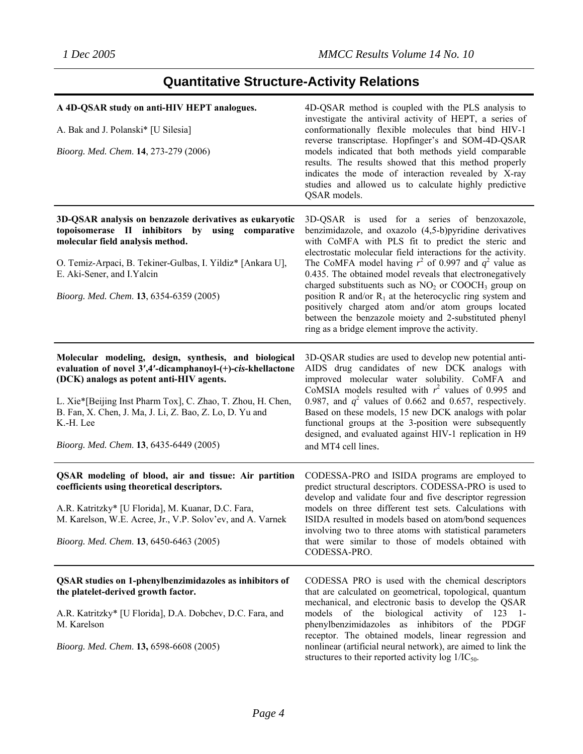# Quantitative Structure-Activity Relations

**A 4D-QSAR study on anti-HIV HEPT analogues.**

A. Bak and J. Polanski* [U Silesia]

*Bioorg. Med. Chem.* **14**, 273-279 (2006)

4D-QSAR method is coupled with the PLS analysis to investigate the antiviral activity of HEPT, a series of conformationally flexible molecules that bind HIV-1 reverse transcriptase. Hopfinger's and SOM-4D-QSAR models indicated that both methods yield comparable results. The results showed that this method properly indicates the mode of interaction revealed by X-ray studies and allowed us to calculate highly predictive QSAR models.

---

**3D-QSAR analysis on benzazole derivatives as eukaryotic topoisomerase II inhibitors by using comparative molecular field analysis method.**

O. Temiz-Arpaci, B. Tekiner-Gulbas, I. Yildiz* [Ankara U], E. Aki-Sener, and I.Yalcin

*Bioorg. Med. Chem.* **13**, 6354-6359 (2005)

3D-QSAR is used for a series of benzoxazole, benzimidazole, and oxazolo (4,5-b)pyridine derivatives with CoMFA with PLS fit to predict the steric and electrostatic molecular field interactions for the activity. The CoMFA model having $r^2$ of 0.997 and $q^2$ value as 0.435. The obtained model reveals that electronegatively charged substituents such as $NO_2$ or $COOCH_3$ group on position R and/or $R_1$ at the heterocyclic ring system and positively charged atom and/or atom groups located between the benzazole moiety and 2-substituted phenyl ring as a bridge element improve the activity.

---

**Molecular modeling, design, synthesis, and biological evaluation of novel 3′,4′-dicamphanoyl-(+)-*cis*-khellactone (DCK) analogs as potent anti-HIV agents.**

L. Xie*[Beijing Inst Pharm Tox], C. Zhao, T. Zhou, H. Chen, B. Fan, X. Chen, J. Ma, J. Li, Z. Bao, Z. Lo, D. Yu and K.-H. Lee

*Bioorg. Med. Chem.* **13**, 6435-6449 (2005)

3D-QSAR studies are used to develop new potential anti-AIDS drug candidates of new DCK analogs with improved molecular water solubility. CoMFA and CoMSIA models resulted with $r^2$ values of 0.995 and 0.987, and $q^2$ values of 0.662 and 0.657, respectively. Based on these models, 15 new DCK analogs with polar functional groups at the 3-position were subsequently designed, and evaluated against HIV-1 replication in H9 and MT4 cell lines.

---

**QSAR modeling of blood, air and tissue: Air partition coefficients using theoretical descriptors.**

A.R. Katritzky* [U Florida], M. Kuanar, D.C. Fara, M. Karelson, W.E. Acree, Jr., V.P. Solov'ev, and A. Varnek

*Bioorg. Med. Chem.* **13**, 6450-6463 (2005)

CODESSA-PRO and ISIDA programs are employed to predict structural descriptors. CODESSA-PRO is used to develop and validate four and five descriptor regression models on three different test sets. Calculations with ISIDA resulted in models based on atom/bond sequences involving two to three atoms with statistical parameters that were similar to those of models obtained with CODESSA-PRO.

---

**QSAR studies on 1-phenylbenzimidazoles as inhibitors of the platelet-derived growth factor.**

A.R. Katritzky* [U Florida], D.A. Dobchev, D.C. Fara, and M. Karelson

*Bioorg. Med. Chem.* **13,** 6598-6608 (2005)

CODESSA PRO is used with the chemical descriptors that are calculated on geometrical, topological, quantum mechanical, and electronic basis to develop the QSAR models of the biological activity of 123 1-phenylbenzimidazoles as inhibitors of the PDGF receptor. The obtained models, linear regression and nonlinear (artificial neural network), are aimed to link the structures to their reported activity log $1/IC_{50}$.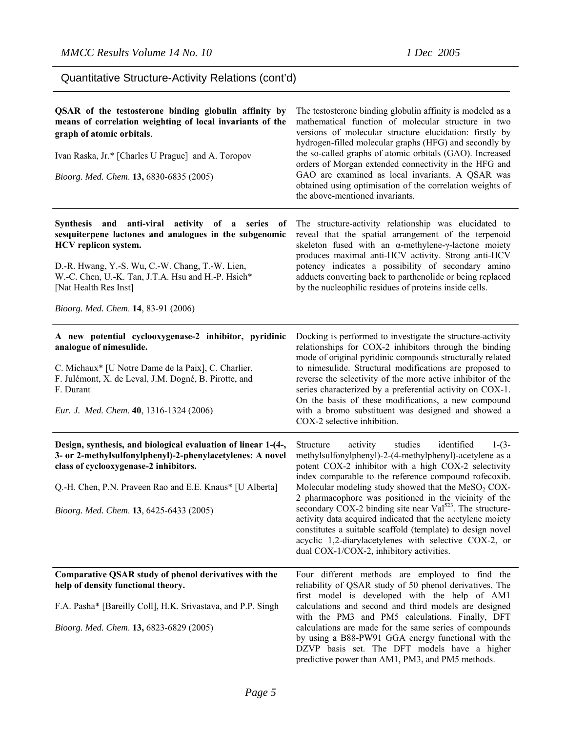## Quantitative Structure-Activity Relations (cont'd)

**QSAR of the testosterone binding globulin affinity by means of correlation weighting of local invariants of the graph of atomic orbitals.**

Ivan Raska, Jr.* [Charles U Prague] and A. Toropov

*Bioorg. Med. Chem.* **13,** 6830-6835 (2005)

The testosterone binding globulin affinity is modeled as a mathematical function of molecular structure in two versions of molecular structure elucidation: firstly by hydrogen-filled molecular graphs (HFG) and secondly by the so-called graphs of atomic orbitals (GAO). Increased orders of Morgan extended connectivity in the HFG and GAO are examined as local invariants. A QSAR was obtained using optimisation of the correlation weights of the above-mentioned invariants.

---

**Synthesis and anti-viral activity of a series of sesquiterpene lactones and analogues in the subgenomic HCV replicon system.**

D.-R. Hwang, Y.-S. Wu, C.-W. Chang, T.-W. Lien, W.-C. Chen, U.-K. Tan, J.T.A. Hsu and H.-P. Hsieh* [Nat Health Res Inst]

*Bioorg. Med. Chem.* **14**, 83-91 (2006)

The structure-activity relationship was elucidated to reveal that the spatial arrangement of the terpenoid skeleton fused with an α-methylene-γ-lactone moiety produces maximal anti-HCV activity. Strong anti-HCV potency indicates a possibility of secondary amino adducts converting back to parthenolide or being replaced by the nucleophilic residues of proteins inside cells.

---

**A new potential cyclooxygenase-2 inhibitor, pyridinic analogue of nimesulide.**

C. Michaux* [U Notre Dame de la Paix], C. Charlier, F. Julémont, X. de Leval, J.M. Dogné, B. Pirotte, and F. Durant

*Eur. J. Med. Chem.* **40**, 1316-1324 (2006)

Docking is performed to investigate the structure-activity relationships for COX-2 inhibitors through the binding mode of original pyridinic compounds structurally related to nimesulide. Structural modifications are proposed to reverse the selectivity of the more active inhibitor of the series characterized by a preferential activity on COX-1. On the basis of these modifications, a new compound with a bromo substituent was designed and showed a COX-2 selective inhibition.

---

**Design, synthesis, and biological evaluation of linear 1-(4-, 3- or 2-methylsulfonylphenyl)-2-phenylacetylenes: A novel class of cyclooxygenase-2 inhibitors.**

Q.-H. Chen, P.N. Praveen Rao and E.E. Knaus* [U Alberta]

*Bioorg. Med. Chem.* **13**, 6425-6433 (2005)

Structure activity studies identified 1-(3-methylsulfonylphenyl)-2-(4-methylphenyl)-acetylene as a potent COX-2 inhibitor with a high COX-2 selectivity index comparable to the reference compound rofecoxib. Molecular modeling study showed that the $MeSO_2$ COX-2 pharmacophore was positioned in the vicinity of the secondary COX-2 binding site near $Val^{523}$. The structure-activity data acquired indicated that the acetylene moiety constitutes a suitable scaffold (template) to design novel acyclic 1,2-diarylacetylenes with selective COX-2, or dual COX-1/COX-2, inhibitory activities.

---

**Comparative QSAR study of phenol derivatives with the help of density functional theory.**

F.A. Pasha* [Bareilly Coll], H.K. Srivastava, and P.P. Singh

*Bioorg. Med. Chem.* **13,** 6823-6829 (2005)

Four different methods are employed to find the reliability of QSAR study of 50 phenol derivatives. The first model is developed with the help of AM1 calculations and second and third models are designed with the PM3 and PM5 calculations. Finally, DFT calculations are made for the same series of compounds by using a B88-PW91 GGA energy functional with the DZVP basis set. The DFT models have a higher predictive power than AM1, PM3, and PM5 methods.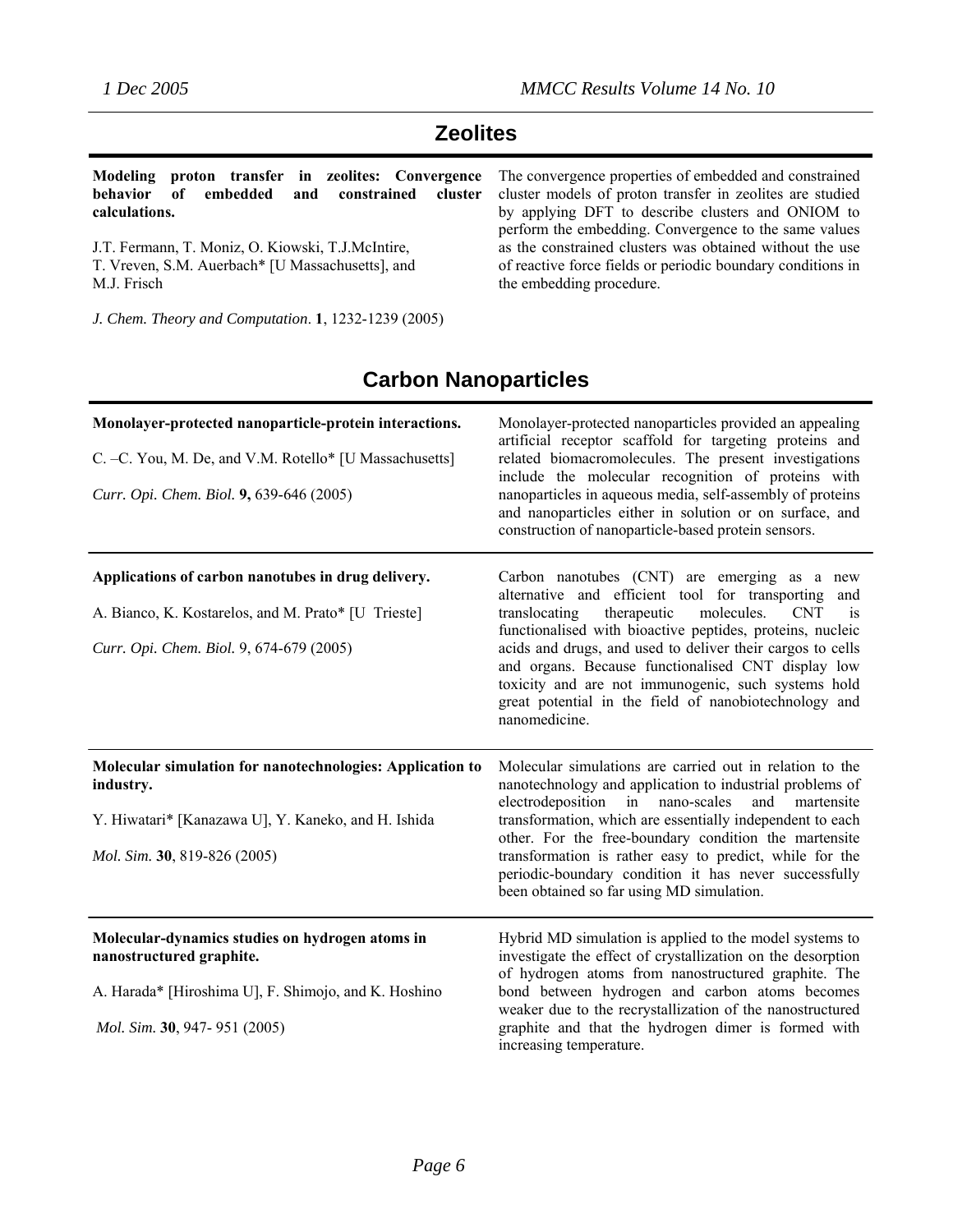## Zeolites

**Modeling proton transfer in zeolites: Convergence behavior of embedded and constrained cluster calculations.**

J.T. Fermann, T. Moniz, O. Kiowski, T.J.McIntire, T. Vreven, S.M. Auerbach* [U Massachusetts], and M.J. Frisch

*J. Chem. Theory and Computation*. **1**, 1232-1239 (2005)

The convergence properties of embedded and constrained cluster models of proton transfer in zeolites are studied by applying DFT to describe clusters and ONIOM to perform the embedding. Convergence to the same values as the constrained clusters was obtained without the use of reactive force fields or periodic boundary conditions in the embedding procedure.

## Carbon Nanoparticles

**Monolayer-protected nanoparticle-protein interactions.**

C. –C. You, M. De, and V.M. Rotello* [U Massachusetts]

*Curr. Opi. Chem. Biol.* **9,** 639-646 (2005)

Monolayer-protected nanoparticles provided an appealing artificial receptor scaffold for targeting proteins and related biomacromolecules. The present investigations include the molecular recognition of proteins with nanoparticles in aqueous media, self-assembly of proteins and nanoparticles either in solution or on surface, and construction of nanoparticle-based protein sensors.

---

**Applications of carbon nanotubes in drug delivery.**

A. Bianco, K. Kostarelos, and M. Prato* [U Trieste]

*Curr. Opi. Chem. Biol.* 9, 674-679 (2005)

Carbon nanotubes (CNT) are emerging as a new alternative and efficient tool for transporting and translocating therapeutic molecules. CNT is functionalised with bioactive peptides, proteins, nucleic acids and drugs, and used to deliver their cargos to cells and organs. Because functionalised CNT display low toxicity and are not immunogenic, such systems hold great potential in the field of nanobiotechnology and nanomedicine.

---

**Molecular simulation for nanotechnologies: Application to industry.**

Y. Hiwatari* [Kanazawa U], Y. Kaneko, and H. Ishida

*Mol. Sim.* **30**, 819-826 (2005)

Molecular simulations are carried out in relation to the nanotechnology and application to industrial problems of electrodeposition in nano-scales and martensite transformation, which are essentially independent to each other. For the free-boundary condition the martensite transformation is rather easy to predict, while for the periodic-boundary condition it has never successfully been obtained so far using MD simulation.

---

**Molecular-dynamics studies on hydrogen atoms in nanostructured graphite.**

A. Harada* [Hiroshima U], F. Shimojo, and K. Hoshino

*Mol. Sim.* **30**, 947- 951 (2005)

Hybrid MD simulation is applied to the model systems to investigate the effect of crystallization on the desorption of hydrogen atoms from nanostructured graphite. The bond between hydrogen and carbon atoms becomes weaker due to the recrystallization of the nanostructured graphite and that the hydrogen dimer is formed with increasing temperature.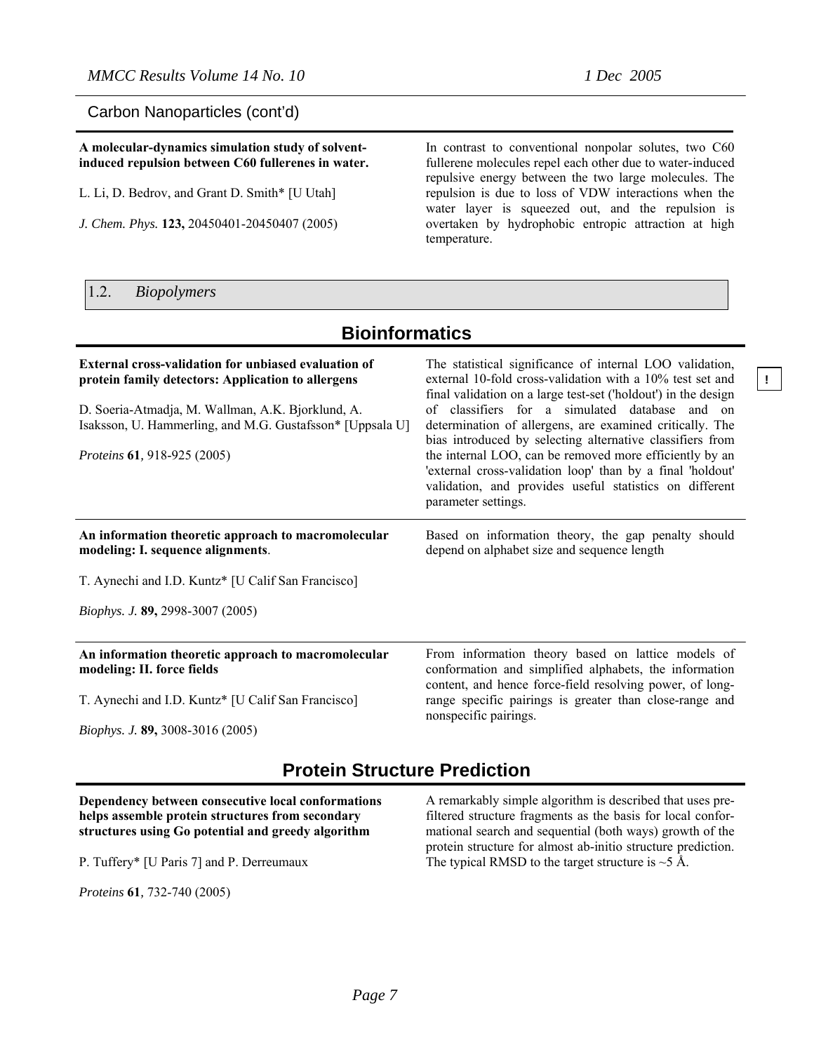Carbon Nanoparticles (cont'd)

**A molecular-dynamics simulation study of solvent-induced repulsion between C60 fullerenes in water.**

L. Li, D. Bedrov, and Grant D. Smith* [U Utah]

*J. Chem. Phys.* **123,** 20450401-20450407 (2005)

In contrast to conventional nonpolar solutes, two C60 fullerene molecules repel each other due to water-induced repulsive energy between the two large molecules. The repulsion is due to loss of VDW interactions when the water layer is squeezed out, and the repulsion is overtaken by hydrophobic entropic attraction at high temperature.

## 1.2. *Biopolymers*

### Bioinformatics

**External cross-validation for unbiased evaluation of protein family detectors: Application to allergens**

D. Soeria-Atmadja, M. Wallman, A.K. Bjorklund, A. Isaksson, U. Hammerling, and M.G. Gustafsson* [Uppsala U]

*Proteins* **61***,* 918-925 (2005)

!

The statistical significance of internal LOO validation, external 10-fold cross-validation with a 10% test set and final validation on a large test-set ('holdout') in the design of classifiers for a simulated database and on determination of allergens, are examined critically. The bias introduced by selecting alternative classifiers from the internal LOO, can be removed more efficiently by an 'external cross-validation loop' than by a final 'holdout' validation, and provides useful statistics on different parameter settings.

---

**An information theoretic approach to macromolecular modeling: I. sequence alignments**.

T. Aynechi and I.D. Kuntz* [U Calif San Francisco]

*Biophys. J.* **89,** 2998-3007 (2005)

Based on information theory, the gap penalty should depend on alphabet size and sequence length

---

**An information theoretic approach to macromolecular modeling: II. force fields**

T. Aynechi and I.D. Kuntz* [U Calif San Francisco]

*Biophys. J.* **89,** 3008-3016 (2005)

From information theory based on lattice models of conformation and simplified alphabets, the information content, and hence force-field resolving power, of long-range specific pairings is greater than close-range and nonspecific pairings.

### Protein Structure Prediction

**Dependency between consecutive local conformations helps assemble protein structures from secondary structures using Go potential and greedy algorithm**

P. Tuffery* [U Paris 7] and P. Derreumaux

*Proteins* **61***,* 732-740 (2005)

A remarkably simple algorithm is described that uses pre-filtered structure fragments as the basis for local conformational search and sequential (both ways) growth of the protein structure for almost ab-initio structure prediction. The typical RMSD to the target structure is ~5 Å.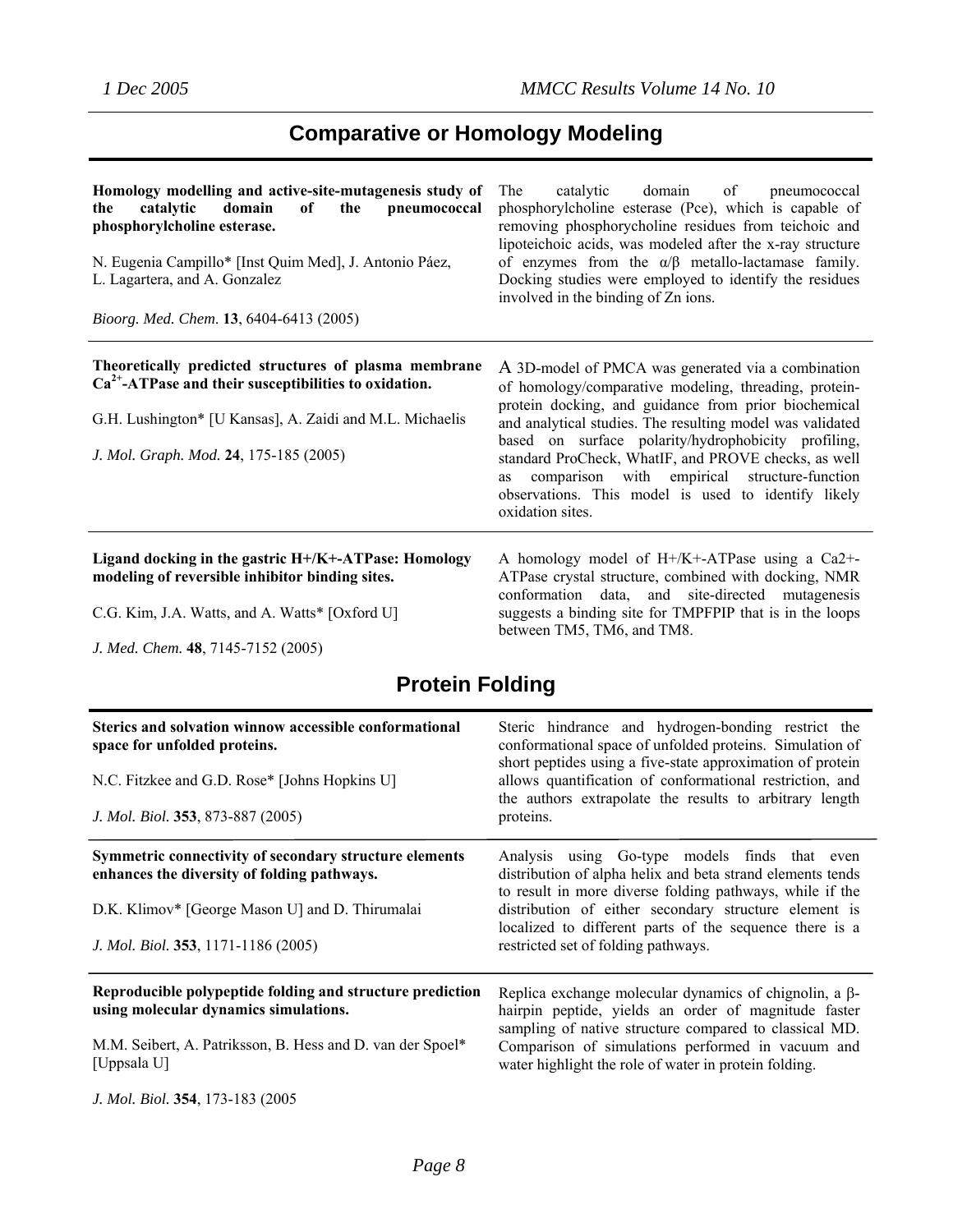## Comparative or Homology Modeling

**Homology modelling and active-site-mutagenesis study of the catalytic domain of the pneumococcal phosphorylcholine esterase.**

N. Eugenia Campillo* [Inst Quim Med], J. Antonio Páez, L. Lagartera, and A. Gonzalez

*Bioorg. Med. Chem.* **13**, 6404-6413 (2005)

The catalytic domain of pneumococcal phosphorylcholine esterase (Pce), which is capable of removing phosphorycholine residues from teichoic and lipoteichoic acids, was modeled after the x-ray structure of enzymes from the α/β metallo-lactamase family. Docking studies were employed to identify the residues involved in the binding of Zn ions.

---

**Theoretically predicted structures of plasma membrane $Ca^{2+}$-ATPase and their susceptibilities to oxidation.**

G.H. Lushington* [U Kansas], A. Zaidi and M.L. Michaelis

*J. Mol. Graph. Mod.* **24**, 175-185 (2005)

A 3D-model of PMCA was generated via a combination of homology/comparative modeling, threading, protein-protein docking, and guidance from prior biochemical and analytical studies. The resulting model was validated based on surface polarity/hydrophobicity profiling, standard ProCheck, WhatIF, and PROVE checks, as well as comparison with empirical structure-function observations. This model is used to identify likely oxidation sites.

---

**Ligand docking in the gastric H+/K+-ATPase: Homology modeling of reversible inhibitor binding sites.**

C.G. Kim, J.A. Watts, and A. Watts* [Oxford U]

*J. Med. Chem.* **48**, 7145-7152 (2005)

A homology model of H+/K+-ATPase using a Ca2+-ATPase crystal structure, combined with docking, NMR conformation data, and site-directed mutagenesis suggests a binding site for TMPFPIP that is in the loops between TM5, TM6, and TM8.

## Protein Folding

**Sterics and solvation winnow accessible conformational space for unfolded proteins.**

N.C. Fitzkee and G.D. Rose* [Johns Hopkins U]

*J. Mol. Biol.* **353**, 873-887 (2005)

Steric hindrance and hydrogen-bonding restrict the conformational space of unfolded proteins. Simulation of short peptides using a five-state approximation of protein allows quantification of conformational restriction, and the authors extrapolate the results to arbitrary length proteins.

---

**Symmetric connectivity of secondary structure elements enhances the diversity of folding pathways.**

D.K. Klimov* [George Mason U] and D. Thirumalai

*J. Mol. Biol.* **353**, 1171-1186 (2005)

Analysis using Go-type models finds that even distribution of alpha helix and beta strand elements tends to result in more diverse folding pathways, while if the distribution of either secondary structure element is localized to different parts of the sequence there is a restricted set of folding pathways.

---

**Reproducible polypeptide folding and structure prediction using molecular dynamics simulations.**

M.M. Seibert, A. Patriksson, B. Hess and D. van der Spoel* [Uppsala U]

*J. Mol. Biol.* **354**, 173-183 (2005

Replica exchange molecular dynamics of chignolin, a β-hairpin peptide, yields an order of magnitude faster sampling of native structure compared to classical MD. Comparison of simulations performed in vacuum and water highlight the role of water in protein folding.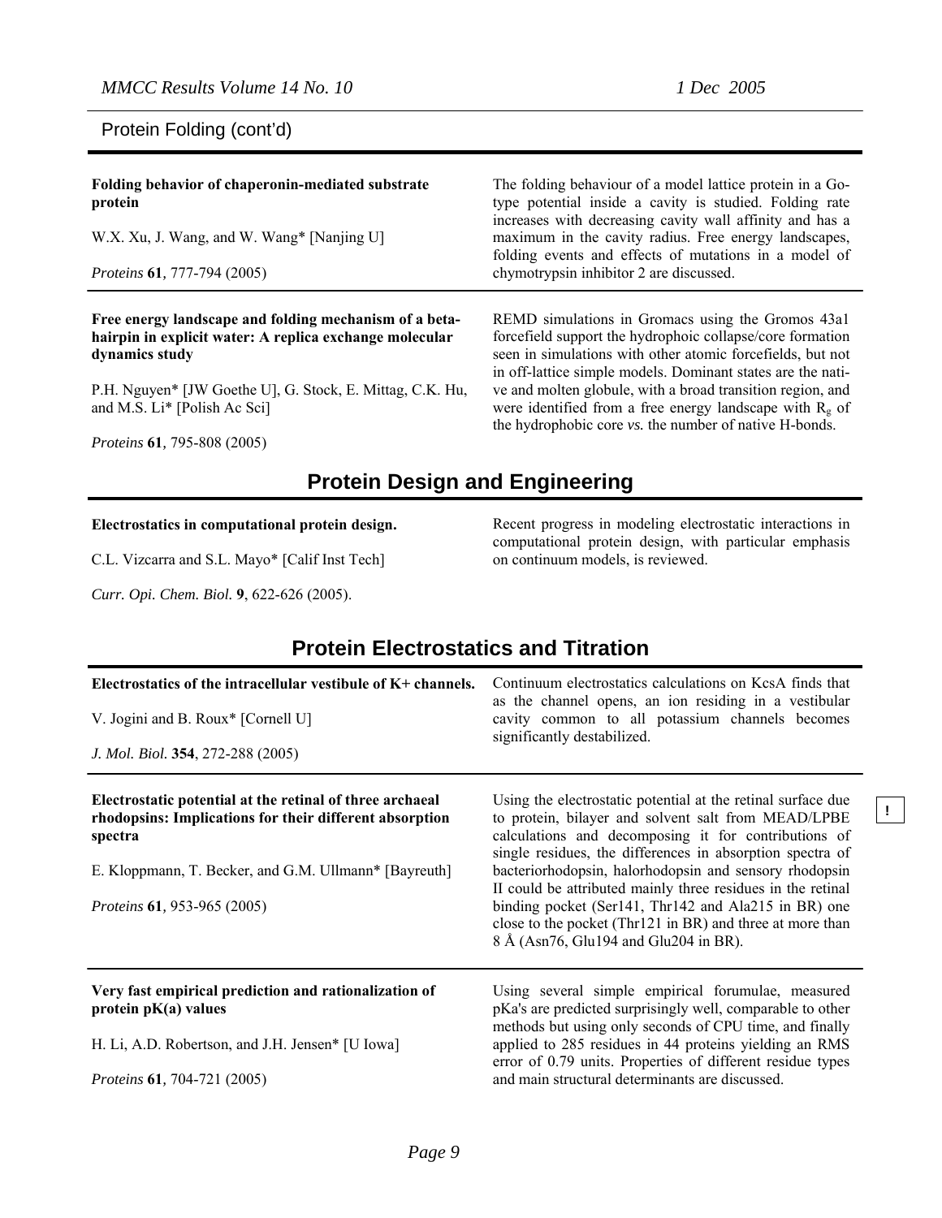Protein Folding (cont'd)

**Folding behavior of chaperonin-mediated substrate protein**

W.X. Xu, J. Wang, and W. Wang* [Nanjing U]

*Proteins* **61**, 777-794 (2005)

The folding behaviour of a model lattice protein in a Go-type potential inside a cavity is studied. Folding rate increases with decreasing cavity wall affinity and has a maximum in the cavity radius. Free energy landscapes, folding events and effects of mutations in a model of chymotrypsin inhibitor 2 are discussed.

---

**Free energy landscape and folding mechanism of a beta-hairpin in explicit water: A replica exchange molecular dynamics study**

P.H. Nguyen* [JW Goethe U], G. Stock, E. Mittag, C.K. Hu, and M.S. Li* [Polish Ac Sci]

*Proteins* **61**, 795-808 (2005)

REMD simulations in Gromacs using the Gromos 43a1 forcefield support the hydrophoic collapse/core formation seen in simulations with other atomic forcefields, but not in off-lattice simple models. Dominant states are the native and molten globule, with a broad transition region, and were identified from a free energy landscape with $R_g$ of the hydrophobic core *vs.* the number of native H-bonds.

## Protein Design and Engineering

**Electrostatics in computational protein design.**

C.L. Vizcarra and S.L. Mayo* [Calif Inst Tech]

*Curr. Opi. Chem. Biol.* **9**, 622-626 (2005).

Recent progress in modeling electrostatic interactions in computational protein design, with particular emphasis on continuum models, is reviewed.

## Protein Electrostatics and Titration

**Electrostatics of the intracellular vestibule of K+ channels.**

V. Jogini and B. Roux* [Cornell U]

*J. Mol. Biol.* **354**, 272-288 (2005)

Continuum electrostatics calculations on KcsA finds that as the channel opens, an ion residing in a vestibular cavity common to all potassium channels becomes significantly destabilized.

---

**Electrostatic potential at the retinal of three archaeal rhodopsins: Implications for their different absorption spectra**

E. Kloppmann, T. Becker, and G.M. Ullmann* [Bayreuth]

*Proteins* **61**, 953-965 (2005)

Using the electrostatic potential at the retinal surface due to protein, bilayer and solvent salt from MEAD/LPBE calculations and decomposing it for contributions of single residues, the differences in absorption spectra of bacteriorhodopsin, halorhodopsin and sensory rhodopsin II could be attributed mainly three residues in the retinal binding pocket (Ser141, Thr142 and Ala215 in BR) one close to the pocket (Thr121 in BR) and three at more than 8 Å (Asn76, Glu194 and Glu204 in BR).

!

---

**Very fast empirical prediction and rationalization of protein pK(a) values**

H. Li, A.D. Robertson, and J.H. Jensen* [U Iowa]

*Proteins* **61**, 704-721 (2005)

Using several simple empirical forumulae, measured pKa's are predicted surprisingly well, comparable to other methods but using only seconds of CPU time, and finally applied to 285 residues in 44 proteins yielding an RMS error of 0.79 units. Properties of different residue types and main structural determinants are discussed.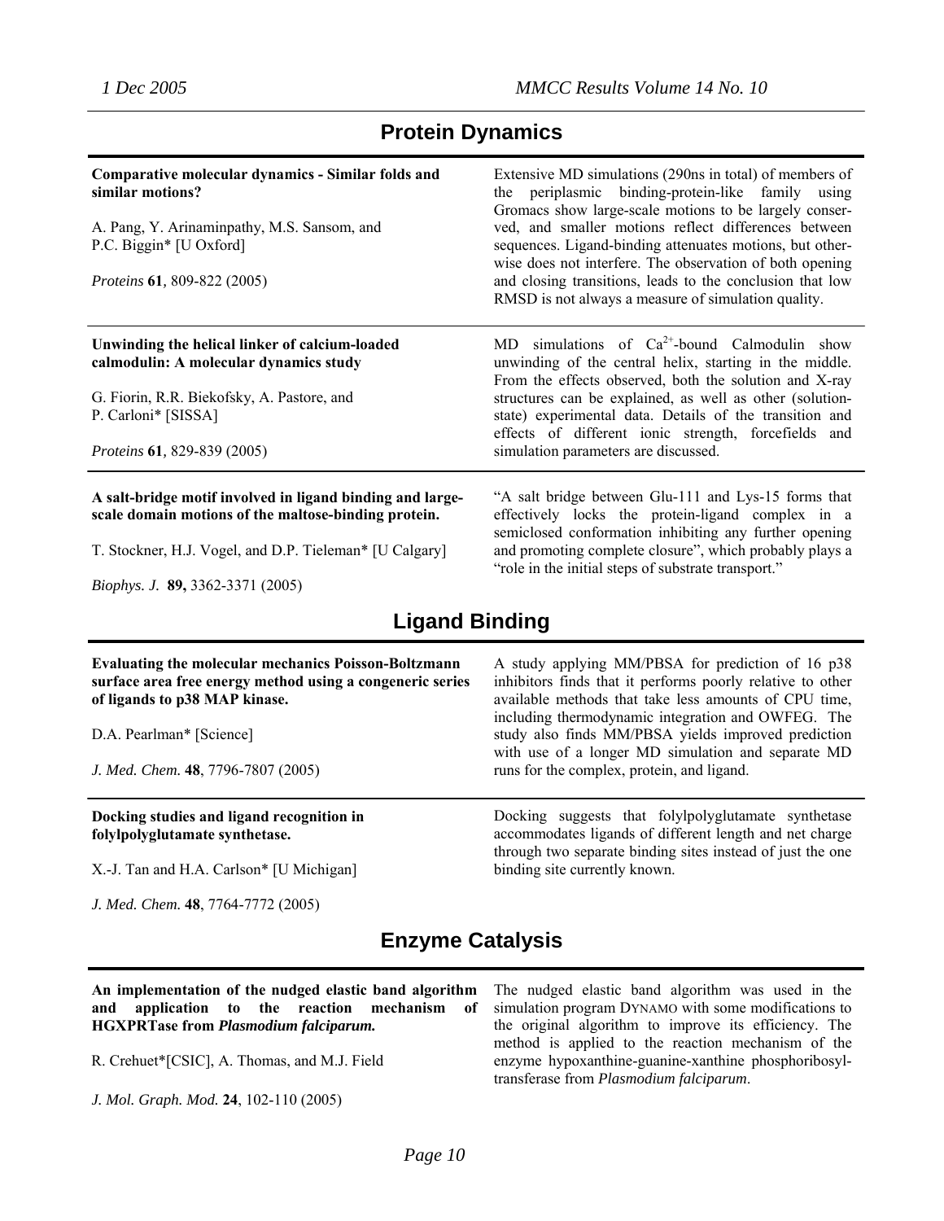## Protein Dynamics

**Comparative molecular dynamics - Similar folds and similar motions?**

A. Pang, Y. Arinaminpathy, M.S. Sansom, and P.C. Biggin* [U Oxford]

*Proteins* **61**, 809-822 (2005)

Extensive MD simulations (290ns in total) of members of the periplasmic binding-protein-like family using Gromacs show large-scale motions to be largely conserved, and smaller motions reflect differences between sequences. Ligand-binding attenuates motions, but otherwise does not interfere. The observation of both opening and closing transitions, leads to the conclusion that low RMSD is not always a measure of simulation quality.

**Unwinding the helical linker of calcium-loaded calmodulin: A molecular dynamics study**

G. Fiorin, R.R. Biekofsky, A. Pastore, and P. Carloni* [SISSA]

*Proteins* **61**, 829-839 (2005)

MD simulations of $Ca^{2+}$-bound Calmodulin show unwinding of the central helix, starting in the middle. From the effects observed, both the solution and X-ray structures can be explained, as well as other (solution-state) experimental data. Details of the transition and effects of different ionic strength, forcefields and simulation parameters are discussed.

**A salt-bridge motif involved in ligand binding and large-scale domain motions of the maltose-binding protein.**

T. Stockner, H.J. Vogel, and D.P. Tieleman* [U Calgary]

*Biophys. J.* **89,** 3362-3371 (2005)

"A salt bridge between Glu-111 and Lys-15 forms that effectively locks the protein-ligand complex in a semiclosed conformation inhibiting any further opening and promoting complete closure", which probably plays a "role in the initial steps of substrate transport."

## Ligand Binding

**Evaluating the molecular mechanics Poisson-Boltzmann surface area free energy method using a congeneric series of ligands to p38 MAP kinase.**

D.A. Pearlman* [Science]

*J. Med. Chem.* **48**, 7796-7807 (2005)

A study applying MM/PBSA for prediction of 16 p38 inhibitors finds that it performs poorly relative to other available methods that take less amounts of CPU time, including thermodynamic integration and OWFEG. The study also finds MM/PBSA yields improved prediction with use of a longer MD simulation and separate MD runs for the complex, protein, and ligand.

**Docking studies and ligand recognition in folylpolyglutamate synthetase.**

X.-J. Tan and H.A. Carlson* [U Michigan]

*J. Med. Chem.* **48**, 7764-7772 (2005)

Docking suggests that folylpolyglutamate synthetase accommodates ligands of different length and net charge through two separate binding sites instead of just the one binding site currently known.

## Enzyme Catalysis

**An implementation of the nudged elastic band algorithm and application to the reaction mechanism of HGXPRTase from *Plasmodium falciparum.***

R. Crehuet*[CSIC], A. Thomas, and M.J. Field

*J. Mol. Graph. Mod.* **24**, 102-110 (2005)

The nudged elastic band algorithm was used in the simulation program DYNAMO with some modifications to the original algorithm to improve its efficiency. The method is applied to the reaction mechanism of the enzyme hypoxanthine-guanine-xanthine phosphoribosyltransferase from *Plasmodium falciparum*.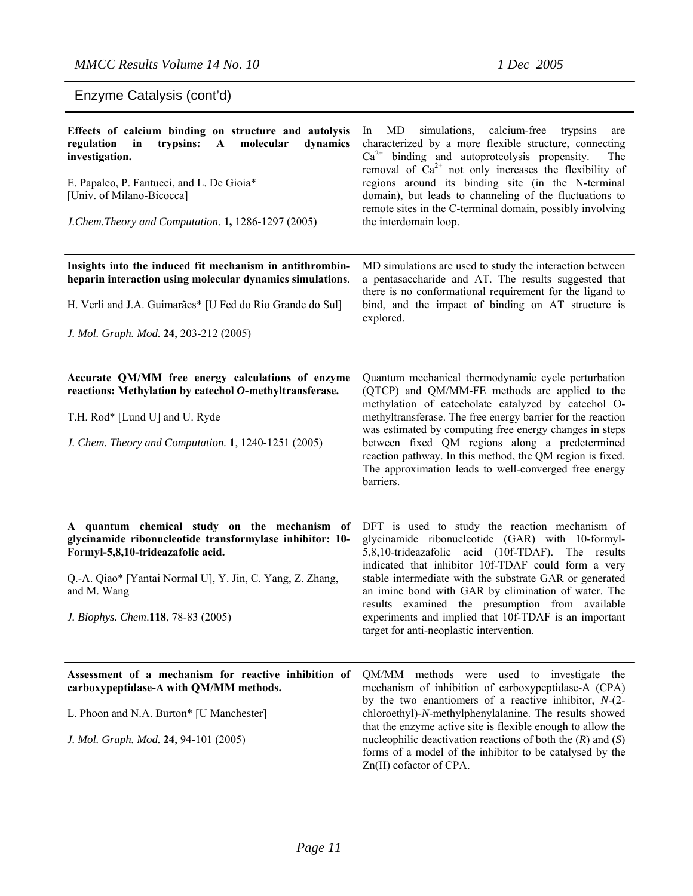## Enzyme Catalysis (cont'd)

| | |
|---|---|
| **Effects of calcium binding on structure and autolysis regulation in trypsins: A molecular dynamics investigation.**<br><br>E. Papaleo, P. Fantucci, and L. De Gioia* [Univ. of Milano-Bicocca]<br><br>*J.Chem.Theory and Computation*. **1,** 1286-1297 (2005) | In MD simulations, calcium-free trypsins are characterized by a more flexible structure, connecting $Ca^{2+}$ binding and autoproteolysis propensity. The removal of $Ca^{2+}$ not only increases the flexibility of regions around its binding site (in the N-terminal domain), but leads to channeling of the fluctuations to remote sites in the C-terminal domain, possibly involving the interdomain loop. |
| **Insights into the induced fit mechanism in antithrombin-heparin interaction using molecular dynamics simulations**.<br><br>H. Verli and J.A. Guimarães* [U Fed do Rio Grande do Sul]<br><br>*J. Mol. Graph. Mod.* **24**, 203-212 (2005) | MD simulations are used to study the interaction between a pentasaccharide and AT. The results suggested that there is no conformational requirement for the ligand to bind, and the impact of binding on AT structure is explored. |
| **Accurate QM/MM free energy calculations of enzyme reactions: Methylation by catechol *O*-methyltransferase.**<br><br>T.H. Rod* [Lund U] and U. Ryde<br><br>*J. Chem. Theory and Computation.* **1**, 1240-1251 (2005) | Quantum mechanical thermodynamic cycle perturbation (QTCP) and QM/MM-FE methods are applied to the methylation of catecholate catalyzed by catechol O-methyltransferase. The free energy barrier for the reaction was estimated by computing free energy changes in steps between fixed QM regions along a predetermined reaction pathway. In this method, the QM region is fixed. The approximation leads to well-converged free energy barriers. |
| **A quantum chemical study on the mechanism of glycinamide ribonucleotide transformylase inhibitor: 10-Formyl-5,8,10-trideazafolic acid.**<br><br>Q.-A. Qiao* [Yantai Normal U], Y. Jin, C. Yang, Z. Zhang, and M. Wang<br><br>*J. Biophys. Chem*.**118**, 78-83 (2005) | DFT is used to study the reaction mechanism of glycinamide ribonucleotide (GAR) with 10-formyl-5,8,10-trideazafolic acid (10f-TDAF). The results indicated that inhibitor 10f-TDAF could form a very stable intermediate with the substrate GAR or generated an imine bond with GAR by elimination of water. The results examined the presumption from available experiments and implied that 10f-TDAF is an important target for anti-neoplastic intervention. |
| **Assessment of a mechanism for reactive inhibition of carboxypeptidase-A with QM/MM methods.**<br><br>L. Phoon and N.A. Burton* [U Manchester]<br><br>*J. Mol. Graph. Mod.* **24**, 94-101 (2005) | QM/MM methods were used to investigate the mechanism of inhibition of carboxypeptidase-A (CPA) by the two enantiomers of a reactive inhibitor, *N*-(2-chloroethyl)-*N*-methylphenylalanine. The results showed that the enzyme active site is flexible enough to allow the nucleophilic deactivation reactions of both the (*R*) and (*S*) forms of a model of the inhibitor to be catalysed by the Zn(II) cofactor of CPA. |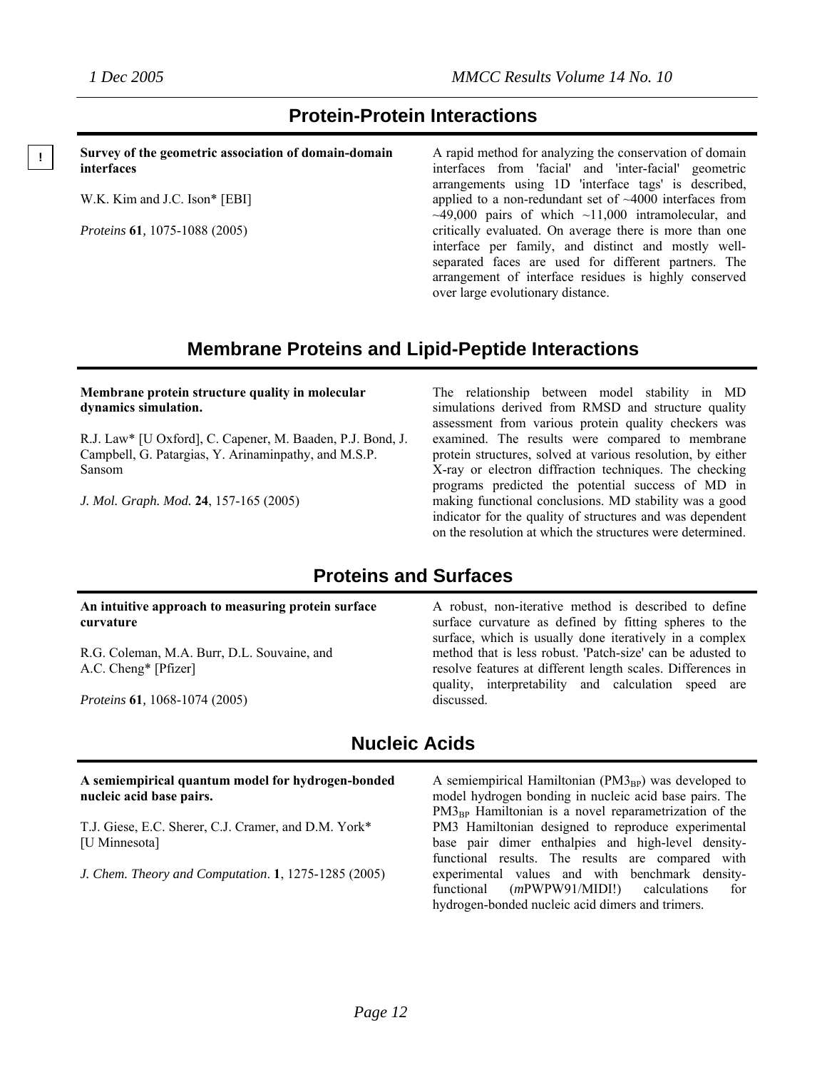## Protein-Protein Interactions

!

**Survey of the geometric association of domain-domain interfaces**

W.K. Kim and J.C. Ison* [EBI]

*Proteins* **61**, 1075-1088 (2005)

A rapid method for analyzing the conservation of domain interfaces from 'facial' and 'inter-facial' geometric arrangements using 1D 'interface tags' is described, applied to a non-redundant set of ~4000 interfaces from ~49,000 pairs of which ~11,000 intramolecular, and critically evaluated. On average there is more than one interface per family, and distinct and mostly well-separated faces are used for different partners. The arrangement of interface residues is highly conserved over large evolutionary distance.

## Membrane Proteins and Lipid-Peptide Interactions

**Membrane protein structure quality in molecular dynamics simulation.**

R.J. Law* [U Oxford], C. Capener, M. Baaden, P.J. Bond, J. Campbell, G. Patargias, Y. Arinaminpathy, and M.S.P. Sansom

*J. Mol. Graph. Mod.* **24**, 157-165 (2005)

The relationship between model stability in MD simulations derived from RMSD and structure quality assessment from various protein quality checkers was examined. The results were compared to membrane protein structures, solved at various resolution, by either X-ray or electron diffraction techniques. The checking programs predicted the potential success of MD in making functional conclusions. MD stability was a good indicator for the quality of structures and was dependent on the resolution at which the structures were determined.

## Proteins and Surfaces

**An intuitive approach to measuring protein surface curvature**

R.G. Coleman, M.A. Burr, D.L. Souvaine, and A.C. Cheng* [Pfizer]

*Proteins* **61**, 1068-1074 (2005)

A robust, non-iterative method is described to define surface curvature as defined by fitting spheres to the surface, which is usually done iteratively in a complex method that is less robust. 'Patch-size' can be adusted to resolve features at different length scales. Differences in quality, interpretability and calculation speed are discussed.

## Nucleic Acids

**A semiempirical quantum model for hydrogen-bonded nucleic acid base pairs.**

T.J. Giese, E.C. Sherer, C.J. Cramer, and D.M. York* [U Minnesota]

*J. Chem. Theory and Computation*. **1**, 1275-1285 (2005)

A semiempirical Hamiltonian ($PM3_{BP}$) was developed to model hydrogen bonding in nucleic acid base pairs. The $PM3_{BP}$ Hamiltonian is a novel reparametrization of the PM3 Hamiltonian designed to reproduce experimental base pair dimer enthalpies and high-level density-functional results. The results are compared with experimental values and with benchmark density-functional (*m*PWPW91/MIDI!) calculations for hydrogen-bonded nucleic acid dimers and trimers.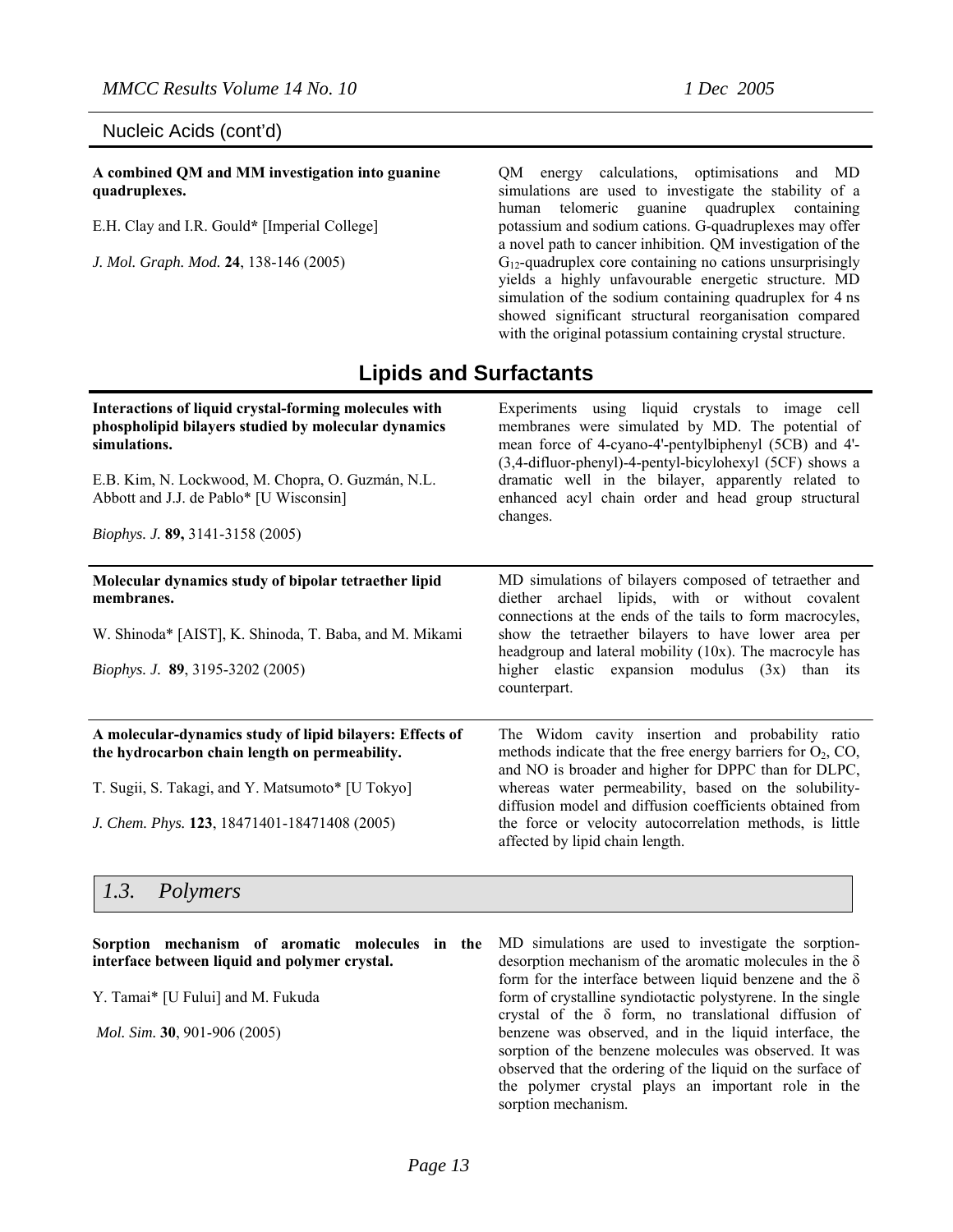Nucleic Acids (cont'd)

**A combined QM and MM investigation into guanine quadruplexes.**

E.H. Clay and I.R. Gould* [Imperial College]

*J. Mol. Graph. Mod.* **24**, 138-146 (2005)

QM energy calculations, optimisations and MD simulations are used to investigate the stability of a human telomeric guanine quadruplex containing potassium and sodium cations. G-quadruplexes may offer a novel path to cancer inhibition. QM investigation of the $G_{12}$-quadruplex core containing no cations unsurprisingly yields a highly unfavourable energetic structure. MD simulation of the sodium containing quadruplex for 4 ns showed significant structural reorganisation compared with the original potassium containing crystal structure.

## Lipids and Surfactants

**Interactions of liquid crystal-forming molecules with phospholipid bilayers studied by molecular dynamics simulations.**

E.B. Kim, N. Lockwood, M. Chopra, O. Guzmán, N.L. Abbott and J.J. de Pablo* [U Wisconsin]

*Biophys. J.* **89,** 3141-3158 (2005)

Experiments using liquid crystals to image cell membranes were simulated by MD. The potential of mean force of 4-cyano-4'-pentylbiphenyl (5CB) and 4'-(3,4-difluor-phenyl)-4-pentyl-bicylohexyl (5CF) shows a dramatic well in the bilayer, apparently related to enhanced acyl chain order and head group structural changes.

**Molecular dynamics study of bipolar tetraether lipid membranes.**

W. Shinoda* [AIST], K. Shinoda, T. Baba, and M. Mikami

*Biophys. J.* **89**, 3195-3202 (2005)

MD simulations of bilayers composed of tetraether and diether archael lipids, with or without covalent connections at the ends of the tails to form macrocyles, show the tetraether bilayers to have lower area per headgroup and lateral mobility (10x). The macrocyle has higher elastic expansion modulus (3x) than its counterpart.

**A molecular-dynamics study of lipid bilayers: Effects of the hydrocarbon chain length on permeability.**

T. Sugii, S. Takagi, and Y. Matsumoto* [U Tokyo]

*J. Chem. Phys.* **123**, 18471401-18471408 (2005)

The Widom cavity insertion and probability ratio methods indicate that the free energy barriers for $O_2$, CO, and NO is broader and higher for DPPC than for DLPC, whereas water permeability, based on the solubility-diffusion model and diffusion coefficients obtained from the force or velocity autocorrelation methods, is little affected by lipid chain length.

## *1.3. Polymers*

**Sorption mechanism of aromatic molecules in the interface between liquid and polymer crystal.**

Y. Tamai* [U Fului] and M. Fukuda

*Mol. Sim.* **30**, 901-906 (2005)

MD simulations are used to investigate the sorption-desorption mechanism of the aromatic molecules in the δ form for the interface between liquid benzene and the δ form of crystalline syndiotactic polystyrene. In the single crystal of the δ form, no translational diffusion of benzene was observed, and in the liquid interface, the sorption of the benzene molecules was observed. It was observed that the ordering of the liquid on the surface of the polymer crystal plays an important role in the sorption mechanism.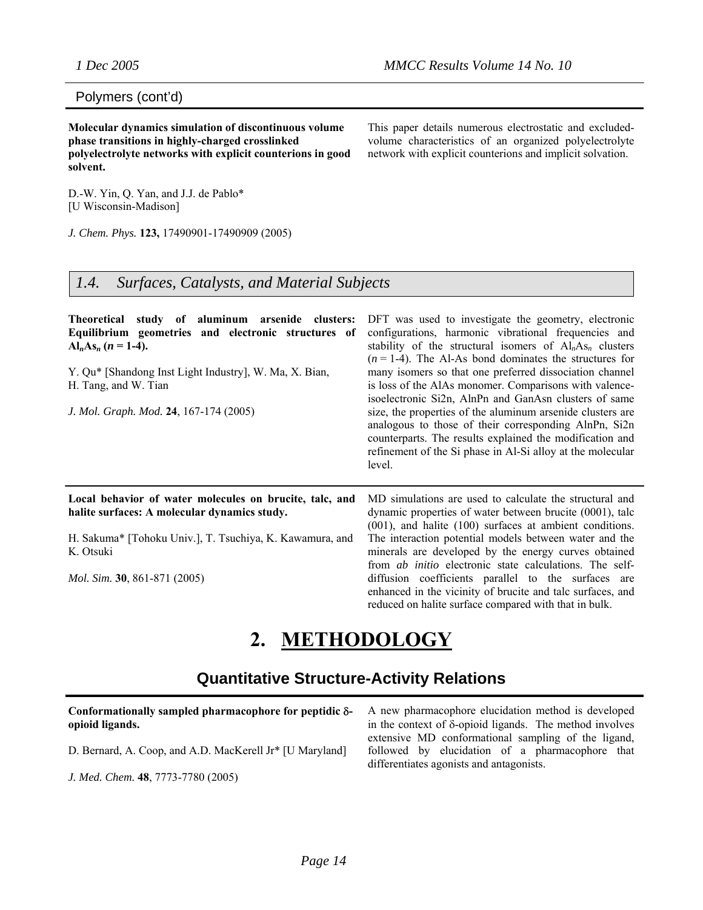Polymers (cont'd)

**Molecular dynamics simulation of discontinuous volume phase transitions in highly-charged crosslinked polyelectrolyte networks with explicit counterions in good solvent.**

D.-W. Yin, Q. Yan, and J.J. de Pablo* [U Wisconsin-Madison]

*J. Chem. Phys.* **123,** 17490901-17490909 (2005)

This paper details numerous electrostatic and excluded-volume characteristics of an organized polyelectrolyte network with explicit counterions and implicit solvation.

## *1.4. Surfaces, Catalysts, and Material Subjects*

**Theoretical study of aluminum arsenide clusters: Equilibrium geometries and electronic structures of $Al_nAs_n$ ($n$ = 1-4).**

Y. Qu* [Shandong Inst Light Industry], W. Ma, X. Bian, H. Tang, and W. Tian

*J. Mol. Graph. Mod.* **24**, 167-174 (2005)

DFT was used to investigate the geometry, electronic configurations, harmonic vibrational frequencies and stability of the structural isomers of $Al_nAs_n$ clusters ($n$ = 1-4). The Al-As bond dominates the structures for many isomers so that one preferred dissociation channel is loss of the AlAs monomer. Comparisons with valence-isoelectronic Si2n, AlnPn and GanAsn clusters of same size, the properties of the aluminum arsenide clusters are analogous to those of their corresponding AlnPn, Si2n counterparts. The results explained the modification and refinement of the Si phase in Al-Si alloy at the molecular level.

---

**Local behavior of water molecules on brucite, talc, and halite surfaces: A molecular dynamics study.**

H. Sakuma* [Tohoku Univ.], T. Tsuchiya, K. Kawamura, and K. Otsuki

*Mol. Sim.* **30**, 861-871 (2005)

MD simulations are used to calculate the structural and dynamic properties of water between brucite (0001), talc (001), and halite (100) surfaces at ambient conditions. The interaction potential models between water and the minerals are developed by the energy curves obtained from *ab initio* electronic state calculations. The self-diffusion coefficients parallel to the surfaces are enhanced in the vicinity of brucite and talc surfaces, and reduced on halite surface compared with that in bulk.

# 2. METHODOLOGY

## Quantitative Structure-Activity Relations

**Conformationally sampled pharmacophore for peptidic δ-opioid ligands.**

D. Bernard, A. Coop, and A.D. MacKerell Jr* [U Maryland]

*J. Med. Chem.* **48**, 7773-7780 (2005)

A new pharmacophore elucidation method is developed in the context of δ-opioid ligands. The method involves extensive MD conformational sampling of the ligand, followed by elucidation of a pharmacophore that differentiates agonists and antagonists.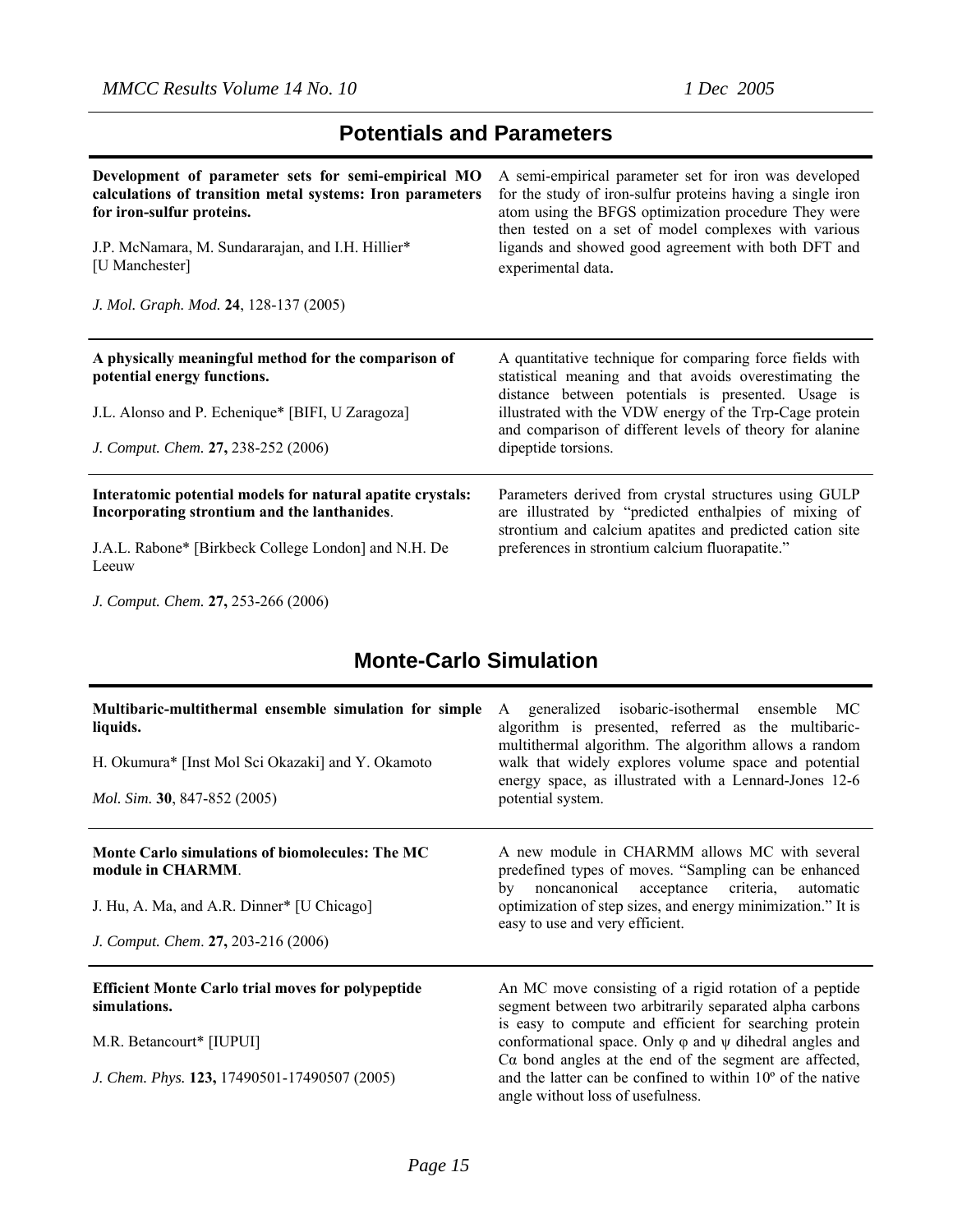## Potentials and Parameters

**Development of parameter sets for semi-empirical MO calculations of transition metal systems: Iron parameters for iron-sulfur proteins.**

J.P. McNamara, M. Sundararajan, and I.H. Hillier* [U Manchester]

*J. Mol. Graph. Mod.* **24**, 128-137 (2005)

A semi-empirical parameter set for iron was developed for the study of iron-sulfur proteins having a single iron atom using the BFGS optimization procedure They were then tested on a set of model complexes with various ligands and showed good agreement with both DFT and experimental data.

---

**A physically meaningful method for the comparison of potential energy functions.**

J.L. Alonso and P. Echenique* [BIFI, U Zaragoza]

*J. Comput. Chem.* **27,** 238-252 (2006)

A quantitative technique for comparing force fields with statistical meaning and that avoids overestimating the distance between potentials is presented. Usage is illustrated with the VDW energy of the Trp-Cage protein and comparison of different levels of theory for alanine dipeptide torsions.

---

**Interatomic potential models for natural apatite crystals: Incorporating strontium and the lanthanides**.

J.A.L. Rabone* [Birkbeck College London] and N.H. De Leeuw

*J. Comput. Chem.* **27,** 253-266 (2006)

Parameters derived from crystal structures using GULP are illustrated by "predicted enthalpies of mixing of strontium and calcium apatites and predicted cation site preferences in strontium calcium fluorapatite."

## Monte-Carlo Simulation

**Multibaric-multithermal ensemble simulation for simple liquids.**

H. Okumura* [Inst Mol Sci Okazaki] and Y. Okamoto

*Mol. Sim.* **30**, 847-852 (2005)

A generalized isobaric-isothermal ensemble MC algorithm is presented, referred as the multibaric-multithermal algorithm. The algorithm allows a random walk that widely explores volume space and potential energy space, as illustrated with a Lennard-Jones 12-6 potential system.

---

**Monte Carlo simulations of biomolecules: The MC module in CHARMM**.

J. Hu, A. Ma, and A.R. Dinner* [U Chicago]

*J. Comput. Chem*. **27,** 203-216 (2006)

A new module in CHARMM allows MC with several predefined types of moves. "Sampling can be enhanced by noncanonical acceptance criteria, automatic optimization of step sizes, and energy minimization." It is easy to use and very efficient.

---

**Efficient Monte Carlo trial moves for polypeptide simulations.**

M.R. Betancourt* [IUPUI]

*J. Chem. Phys.* **123,** 17490501-17490507 (2005)

An MC move consisting of a rigid rotation of a peptide segment between two arbitrarily separated alpha carbons is easy to compute and efficient for searching protein conformational space. Only $\varphi$ and $\psi$ dihedral angles and $C\alpha$ bond angles at the end of the segment are affected, and the latter can be confined to within 10º of the native angle without loss of usefulness.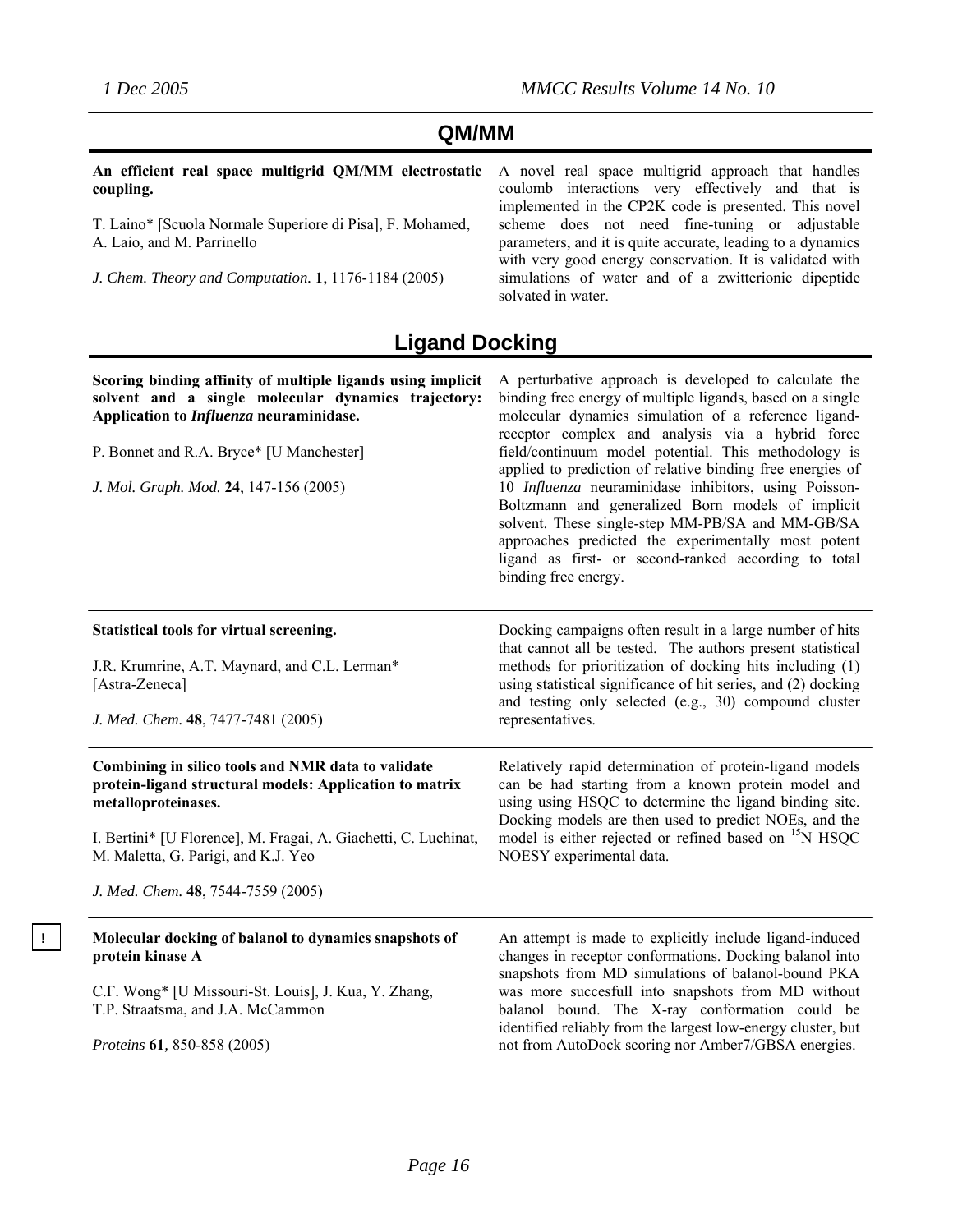## QM/MM

**An efficient real space multigrid QM/MM electrostatic coupling.**

T. Laino* [Scuola Normale Superiore di Pisa], F. Mohamed, A. Laio, and M. Parrinello

*J. Chem. Theory and Computation.* **1**, 1176-1184 (2005)

A novel real space multigrid approach that handles coulomb interactions very effectively and that is implemented in the CP2K code is presented. This novel scheme does not need fine-tuning or adjustable parameters, and it is quite accurate, leading to a dynamics with very good energy conservation. It is validated with simulations of water and of a zwitterionic dipeptide solvated in water.

## Ligand Docking

**Scoring binding affinity of multiple ligands using implicit solvent and a single molecular dynamics trajectory: Application to *Influenza* neuraminidase.**

P. Bonnet and R.A. Bryce* [U Manchester]

*J. Mol. Graph. Mod.* **24**, 147-156 (2005)

A perturbative approach is developed to calculate the binding free energy of multiple ligands, based on a single molecular dynamics simulation of a reference ligand-receptor complex and analysis via a hybrid force field/continuum model potential. This methodology is applied to prediction of relative binding free energies of 10 *Influenza* neuraminidase inhibitors, using Poisson-Boltzmann and generalized Born models of implicit solvent. These single-step MM-PB/SA and MM-GB/SA approaches predicted the experimentally most potent ligand as first- or second-ranked according to total binding free energy.

---

**Statistical tools for virtual screening.**

J.R. Krumrine, A.T. Maynard, and C.L. Lerman* [Astra-Zeneca]

*J. Med. Chem.* **48**, 7477-7481 (2005)

Docking campaigns often result in a large number of hits that cannot all be tested. The authors present statistical methods for prioritization of docking hits including (1) using statistical significance of hit series, and (2) docking and testing only selected (e.g., 30) compound cluster representatives.

---

**Combining in silico tools and NMR data to validate protein-ligand structural models: Application to matrix metalloproteinases.**

I. Bertini* [U Florence], M. Fragai, A. Giachetti, C. Luchinat, M. Maletta, G. Parigi, and K.J. Yeo

*J. Med. Chem.* **48**, 7544-7559 (2005)

Relatively rapid determination of protein-ligand models can be had starting from a known protein model and using using HSQC to determine the ligand binding site. Docking models are then used to predict NOEs, and the model is either rejected or refined based on $^{15}$N HSQC NOESY experimental data.

---

! **Molecular docking of balanol to dynamics snapshots of protein kinase A**

C.F. Wong* [U Missouri-St. Louis], J. Kua, Y. Zhang, T.P. Straatsma, and J.A. McCammon

*Proteins* **61**, 850-858 (2005)

An attempt is made to explicitly include ligand-induced changes in receptor conformations. Docking balanol into snapshots from MD simulations of balanol-bound PKA was more succesfull into snapshots from MD without balanol bound. The X-ray conformation could be identified reliably from the largest low-energy cluster, but not from AutoDock scoring nor Amber7/GBSA energies.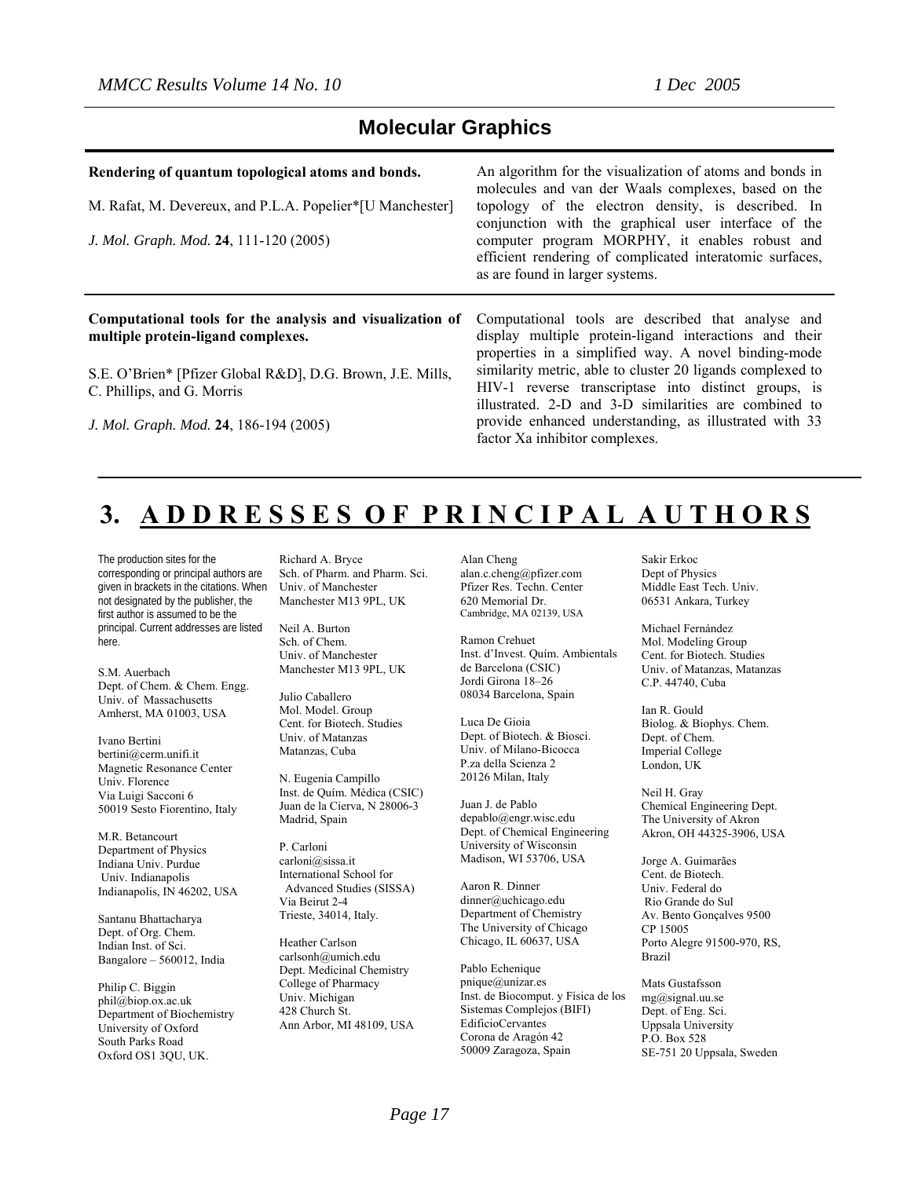## Molecular Graphics

**Rendering of quantum topological atoms and bonds.**

M. Rafat, M. Devereux, and P.L.A. Popelier*[U Manchester]

*J. Mol. Graph. Mod.* **24**, 111-120 (2005)

An algorithm for the visualization of atoms and bonds in molecules and van der Waals complexes, based on the topology of the electron density, is described. In conjunction with the graphical user interface of the computer program MORPHY, it enables robust and efficient rendering of complicated interatomic surfaces, as are found in larger systems.

---

**Computational tools for the analysis and visualization of multiple protein-ligand complexes.**

S.E. O'Brien* [Pfizer Global R&D], D.G. Brown, J.E. Mills, C. Phillips, and G. Morris

*J. Mol. Graph. Mod.* **24**, 186-194 (2005)

Computational tools are described that analyse and display multiple protein-ligand interactions and their properties in a simplified way. A novel binding-mode similarity metric, able to cluster 20 ligands complexed to HIV-1 reverse transcriptase into distinct groups, is illustrated. 2-D and 3-D similarities are combined to provide enhanced understanding, as illustrated with 33 factor Xa inhibitor complexes.

---

# 3. ADDRESSES OF PRINCIPAL AUTHORS

The production sites for the corresponding or principal authors are given in brackets in the citations. When not designated by the publisher, the first author is assumed to be the principal. Current addresses are listed here.

S.M. Auerbach
Dept. of Chem. & Chem. Engg.
Univ. of Massachusetts
Amherst, MA 01003, USA

Ivano Bertini
bertini@cerm.unifi.it
Magnetic Resonance Center
Univ. Florence
Via Luigi Sacconi 6
50019 Sesto Fiorentino, Italy

M.R. Betancourt
Department of Physics
Indiana Univ. Purdue
Univ. Indianapolis
Indianapolis, IN 46202, USA

Santanu Bhattacharya
Dept. of Org. Chem.
Indian Inst. of Sci.
Bangalore – 560012, India

Philip C. Biggin
phil@biop.ox.ac.uk
Department of Biochemistry
University of Oxford
South Parks Road
Oxford OS1 3QU, UK.

Richard A. Bryce
Sch. of Pharm. and Pharm. Sci.
Univ. of Manchester
Manchester M13 9PL, UK

Neil A. Burton
Sch. of Chem.
Univ. of Manchester
Manchester M13 9PL, UK

Julio Caballero
Mol. Model. Group
Cent. for Biotech. Studies
Univ. of Matanzas
Matanzas, Cuba

N. Eugenia Campillo
Inst. de Quím. Médica (CSIC)
Juan de la Cierva, N 28006-3
Madrid, Spain

P. Carloni
carloni@sissa.it
International School for
Advanced Studies (SISSA)
Via Beirut 2-4
Trieste, 34014, Italy.

Heather Carlson
carlsonh@umich.edu
Dept. Medicinal Chemistry
College of Pharmacy
Univ. Michigan
428 Church St.
Ann Arbor, MI 48109, USA

Alan Cheng
alan.c.cheng@pfizer.com
Pfizer Res. Techn. Center
620 Memorial Dr.
Cambridge, MA 02139, USA

Ramon Crehuet
Inst. d'Invest. Quím. Ambientals
de Barcelona (CSIC)
Jordi Girona 18–26
08034 Barcelona, Spain

Luca De Gioia
Dept. of Biotech. & Biosci.
Univ. of Milano-Bicocca
P.za della Scienza 2
20126 Milan, Italy

Juan J. de Pablo
depablo@engr.wisc.edu
Dept. of Chemical Engineering
University of Wisconsin
Madison, WI 53706, USA

Aaron R. Dinner
dinner@uchicago.edu
Department of Chemistry
The University of Chicago
Chicago, IL 60637, USA

Pablo Echenique
pnique@unizar.es
Inst. de Biocomput. y Física de los Sistemas Complejos (BIFI)
EdificioCervantes
Corona de Aragón 42
50009 Zaragoza, Spain

Sakir Erkoc
Dept of Physics
Middle East Tech. Univ.
06531 Ankara, Turkey

Michael Fernández
Mol. Modeling Group
Cent. for Biotech. Studies
Univ. of Matanzas, Matanzas
C.P. 44740, Cuba

Ian R. Gould
Biolog. & Biophys. Chem.
Dept. of Chem.
Imperial College
London, UK

Neil H. Gray
Chemical Engineering Dept.
The University of Akron
Akron, OH 44325-3906, USA

Jorge A. Guimarães
Cent. de Biotech.
Univ. Federal do
Rio Grande do Sul
Av. Bento Gonçalves 9500
CP 15005
Porto Alegre 91500-970, RS, Brazil

Mats Gustafsson
mg@signal.uu.se
Dept. of Eng. Sci.
Uppsala University
P.O. Box 528
SE-751 20 Uppsala, Sweden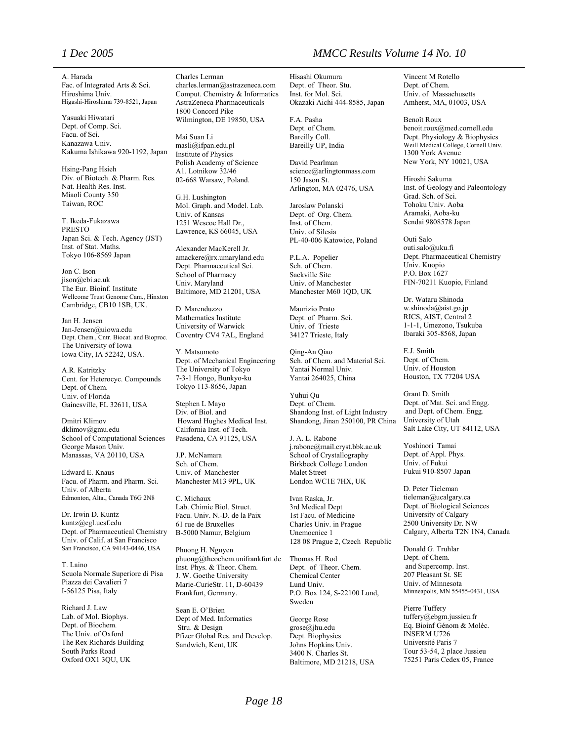A. Harada
Fac. of Integrated Arts & Sci.
Hiroshima Univ.
Higashi-Hiroshima 739-8521, Japan

Yasuaki Hiwatari
Dept. of Comp. Sci.
Facu. of Sci.
Kanazawa Univ.
Kakuma Ishikawa 920-1192, Japan

Hsing-Pang Hsieh
Div. of Biotech. & Pharm. Res.
Nat. Health Res. Inst.
Miaoli County 350
Taiwan, ROC

T. Ikeda-Fukazawa
PRESTO
Japan Sci. & Tech. Agency (JST)
Inst. of Stat. Maths.
Tokyo 106-8569 Japan

Jon C. Ison
jison@ebi.ac.uk
The Eur. Bioinf. Institute
Wellcome Trust Genome Cam., Hinxton
Cambridge, CB10 1SB, UK.

Jan H. Jensen
Jan-Jensen@uiowa.edu
Dept. Chem., Cntr. Biocat. and Bioproc.
The University of Iowa
Iowa City, IA 52242, USA.

A.R. Katritzky
Cent. for Heterocyc. Compounds
Dept. of Chem.
Univ. of Florida
Gainesville, FL 32611, USA

Dmitri Klimov
dklimov@gmu.edu
School of Computational Sciences
George Mason Univ.
Manassas, VA 20110, USA

Edward E. Knaus
Facu. of Pharm. and Pharm. Sci.
Univ. of Alberta
Edmonton, Alta., Canada T6G 2N8

Dr. Irwin D. Kuntz
kuntz@cgl.ucsf.edu
Dept. of Pharmaceutical Chemistry
Univ. of Calif. at San Francisco
San Francisco, CA 94143-0446, USA

T. Laino
Scuola Normale Superiore di Pisa
Piazza dei Cavalieri 7
I-56125 Pisa, Italy

Richard J. Law
Lab. of Mol. Biophys.
Dept. of Biochem.
The Univ. of Oxford
The Rex Richards Building
South Parks Road
Oxford OX1 3QU, UK

Charles Lerman
charles.lerman@astrazeneca.com
Comput. Chemistry & Informatics
AstraZeneca Pharmaceuticals
1800 Concord Pike
Wilmington, DE 19850, USA

Mai Suan Li
masli@ifpan.edu.pl
Institute of Physics
Polish Academy of Science
A1. Lotnikow 32/46
02-668 Warsaw, Poland.

G.H. Lushington
Mol. Graph. and Model. Lab.
Univ. of Kansas
1251 Wescoe Hall Dr.,
Lawrence, KS 66045, USA

Alexander MacKerell Jr.
amackere@rx.umaryland.edu
Dept. Pharmaceutical Sci.
School of Pharmacy
Univ. Maryland
Baltimore, MD 21201, USA

D. Marenduzzo
Mathematics Institute
University of Warwick
Coventry CV4 7AL, England

Y. Matsumoto
Dept. of Mechanical Engineering
The University of Tokyo
7-3-1 Hongo, Bunkyo-ku
Tokyo 113-8656, Japan

Stephen L Mayo
Div. of Biol. and
Howard Hughes Medical Inst.
California Inst. of Tech.
Pasadena, CA 91125, USA

J.P. McNamara
Sch. of Chem.
Univ. of Manchester
Manchester M13 9PL, UK

C. Michaux
Lab. Chimie Biol. Struct.
Facu. Univ. N.-D. de la Paix
61 rue de Bruxelles
B-5000 Namur, Belgium

Phuong H. Nguyen
phuong@theochem.unifrankfurt.de
Inst. Phys. & Theor. Chem.
J. W. Goethe University
Marie-CurieStr. 11, D-60439
Frankfurt, Germany.

Sean E. O'Brien
Dept of Med. Informatics
Stru. & Design
Pfizer Global Res. and Develop.
Sandwich, Kent, UK

Hisashi Okumura
Dept. of Theor. Stu.
Inst. for Mol. Sci.
Okazaki Aichi 444-8585, Japan

F.A. Pasha
Dept. of Chem.
Bareilly Coll.
Bareilly UP, India

David Pearlman
science@arlingtonmass.com
150 Jason St.
Arlington, MA 02476, USA

Jaroslaw Polanski
Dept. of Org. Chem.
Inst. of Chem.
Univ. of Silesia
PL-40-006 Katowice, Poland

P.L.A. Popelier
Sch. of Chem.
Sackville Site
Univ. of Manchester
Manchester M60 1QD, UK

Maurizio Prato
Dept. of Pharm. Sci.
Univ. of Trieste
34127 Trieste, Italy

Qing-An Qiao
Sch. of Chem. and Material Sci.
Yantai Normal Univ.
Yantai 264025, China

Yuhui Qu
Dept. of Chem.
Shandong Inst. of Light Industry
Shandong, Jinan 250100, PR China

J. A. L. Rabone
j.rabone@mail.cryst.bbk.ac.uk
School of Crystallography
Birkbeck College London
Malet Street
London WC1E 7HX, UK

Ivan Raska, Jr.
3rd Medical Dept
1st Facu. of Medicine
Charles Univ. in Prague
Unemocnice 1
128 08 Prague 2, Czech Republic

Thomas H. Rod
Dept. of Theor. Chem.
Chemical Center
Lund Univ.
P.O. Box 124, S-22100 Lund,
Sweden

George Rose
grose@jhu.edu
Dept. Biophysics
Johns Hopkins Univ.
3400 N. Charles St.
Baltimore, MD 21218, USA

Vincent M Rotello
Dept. of Chem.
Univ. of Massachusetts
Amherst, MA, 01003, USA

Benoît Roux
benoit.roux@med.cornell.edu
Dept. Physiology & Biophysics
Weill Medical College, Cornell Univ.
1300 York Avenue
New York, NY 10021, USA

Hiroshi Sakuma
Inst. of Geology and Paleontology
Grad. Sch. of Sci.
Tohoku Univ. Aoba
Aramaki, Aoba-ku
Sendai 9808578 Japan

Outi Salo
outi.salo@uku.fi
Dept. Pharmaceutical Chemistry
Univ. Kuopio
P.O. Box 1627
FIN-70211 Kuopio, Finland

Dr. Wataru Shinoda
w.shinoda@aist.go.jp
RICS, AIST, Central 2
1-1-1, Umezono, Tsukuba
Ibaraki 305-8568, Japan

E.J. Smith
Dept. of Chem.
Univ. of Houston
Houston, TX 77204 USA

Grant D. Smith
Dept. of Mat. Sci. and Engg.
and Dept. of Chem. Engg.
University of Utah
Salt Lake City, UT 84112, USA

Yoshinori Tamai
Dept. of Appl. Phys.
Univ. of Fukui
Fukui 910-8507 Japan

D. Peter Tieleman
tieleman@ucalgary.ca
Dept. of Biological Sciences
University of Calgary
2500 University Dr. NW
Calgary, Alberta T2N 1N4, Canada

Donald G. Truhlar
Dept. of Chem.
and Supercomp. Inst.
207 Pleasant St. SE
Univ. of Minnesota
Minneapolis, MN 55455-0431, USA

Pierre Tuffery
tuffery@ebgm.jussieu.fr
Eq. Bioinf Génom & Moléc.
INSERM U726
Université Paris 7
Tour 53-54, 2 place Jussieu
75251 Paris Cedex 05, France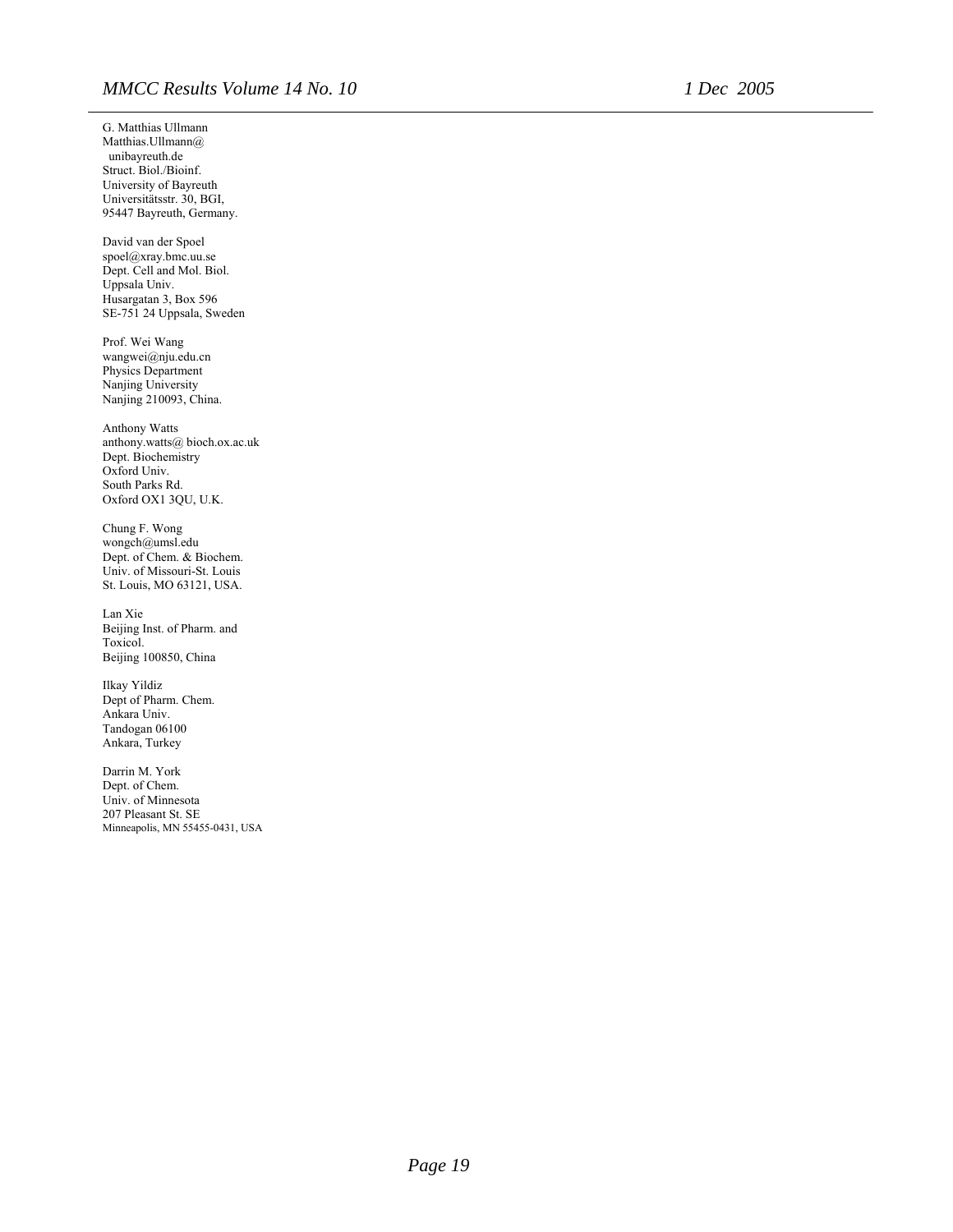G. Matthias Ullmann
Matthias.Ullmann@
 unibayreuth.de
Struct. Biol./Bioinf.
University of Bayreuth
Universitätsstr. 30, BGI,
95447 Bayreuth, Germany.

David van der Spoel
spoel@xray.bmc.uu.se
Dept. Cell and Mol. Biol.
Uppsala Univ.
Husargatan 3, Box 596
SE-751 24 Uppsala, Sweden

Prof. Wei Wang
wangwei@nju.edu.cn
Physics Department
Nanjing University
Nanjing 210093, China.

Anthony Watts
anthony.watts@ bioch.ox.ac.uk
Dept. Biochemistry
Oxford Univ.
South Parks Rd.
Oxford OX1 3QU, U.K.

Chung F. Wong
wongch@umsl.edu
Dept. of Chem. & Biochem.
Univ. of Missouri-St. Louis
St. Louis, MO 63121, USA.

Lan Xie
Beijing Inst. of Pharm. and
Toxicol.
Beijing 100850, China

Ilkay Yildiz
Dept of Pharm. Chem.
Ankara Univ.
Tandogan 06100
Ankara, Turkey

Darrin M. York
Dept. of Chem.
Univ. of Minnesota
207 Pleasant St. SE
Minneapolis, MN 55455-0431, USA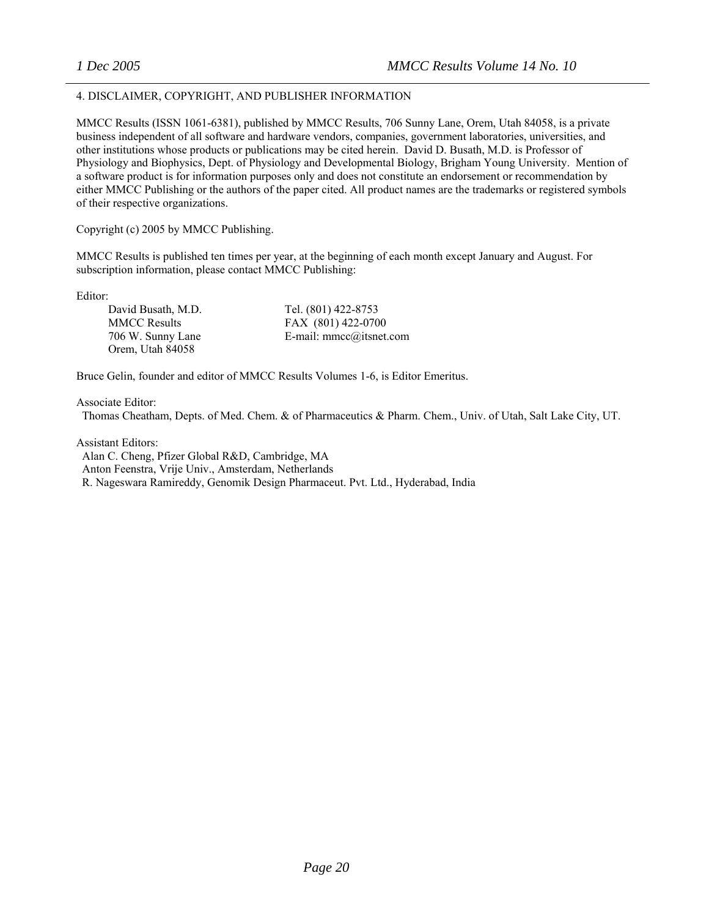## 4. DISCLAIMER, COPYRIGHT, AND PUBLISHER INFORMATION

MMCC Results (ISSN 1061-6381), published by MMCC Results, 706 Sunny Lane, Orem, Utah 84058, is a private business independent of all software and hardware vendors, companies, government laboratories, universities, and other institutions whose products or publications may be cited herein. David D. Busath, M.D. is Professor of Physiology and Biophysics, Dept. of Physiology and Developmental Biology, Brigham Young University. Mention of a software product is for information purposes only and does not constitute an endorsement or recommendation by either MMCC Publishing or the authors of the paper cited. All product names are the trademarks or registered symbols of their respective organizations.

Copyright (c) 2005 by MMCC Publishing.

MMCC Results is published ten times per year, at the beginning of each month except January and August. For subscription information, please contact MMCC Publishing:

Editor:

| | |
|---|---|
| David Busath, M.D. | Tel. (801) 422-8753 |
| MMCC Results | FAX (801) 422-0700 |
| 706 W. Sunny Lane | E-mail: mmcc@itsnet.com |
| Orem, Utah 84058 | |

Bruce Gelin, founder and editor of MMCC Results Volumes 1-6, is Editor Emeritus.

Associate Editor:
Thomas Cheatham, Depts. of Med. Chem. & of Pharmaceutics & Pharm. Chem., Univ. of Utah, Salt Lake City, UT.

Assistant Editors:
Alan C. Cheng, Pfizer Global R&D, Cambridge, MA
Anton Feenstra, Vrije Univ., Amsterdam, Netherlands
R. Nageswara Ramireddy, Genomik Design Pharmaceut. Pvt. Ltd., Hyderabad, India